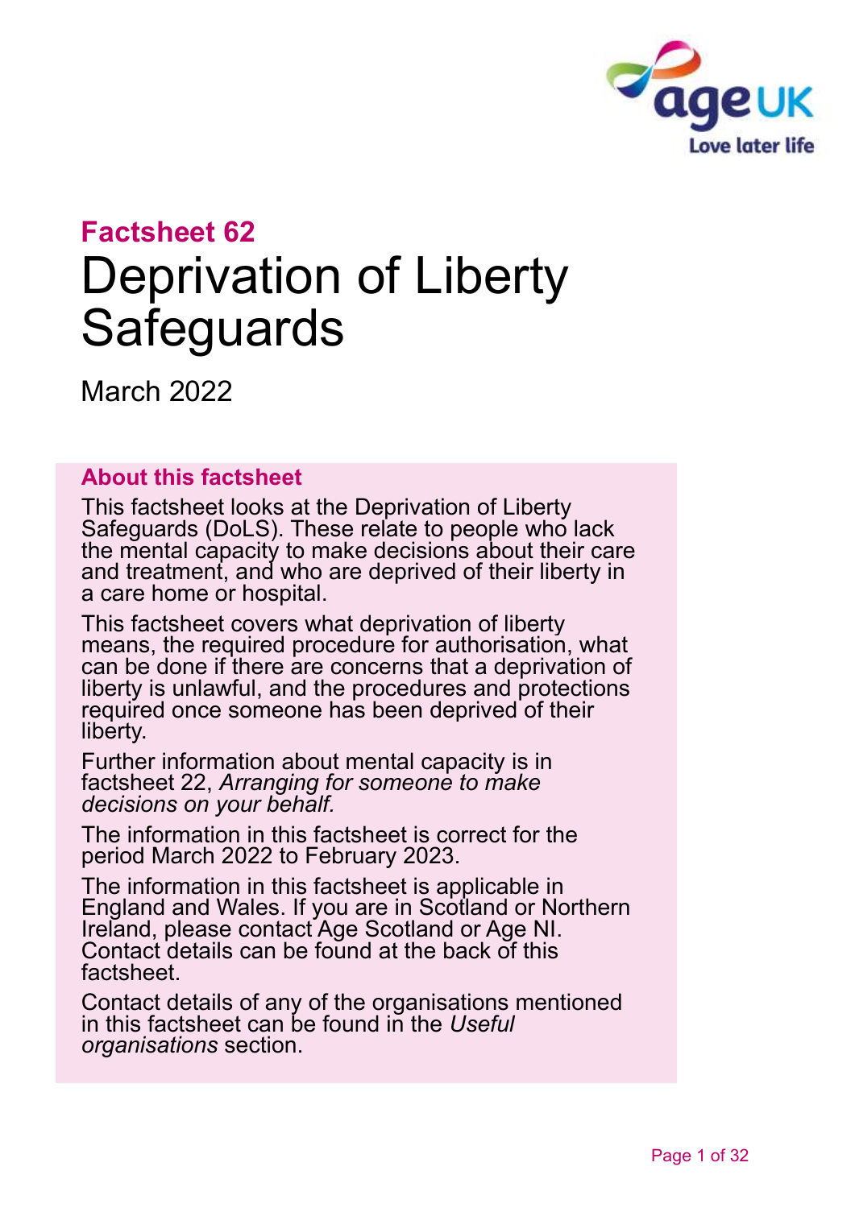## Factsheet 62

# Deprivation of Liberty Safeguards

March 2022

### About this factsheet

This factsheet looks at the Deprivation of Liberty Safeguards (DoLS). These relate to people who lack the mental capacity to make decisions about their care and treatment, and who are deprived of their liberty in a care home or hospital.

This factsheet covers what deprivation of liberty means, the required procedure for authorisation, what can be done if there are concerns that a deprivation of liberty is unlawful, and the procedures and protections required once someone has been deprived of their liberty.

Further information about mental capacity is in factsheet 22, *Arranging for someone to make decisions on your behalf.*

The information in this factsheet is correct for the period March 2022 to February 2023.

The information in this factsheet is applicable in England and Wales. If you are in Scotland or Northern Ireland, please contact Age Scotland or Age NI. Contact details can be found at the back of this factsheet.

Contact details of any of the organisations mentioned in this factsheet can be found in the *Useful organisations* section.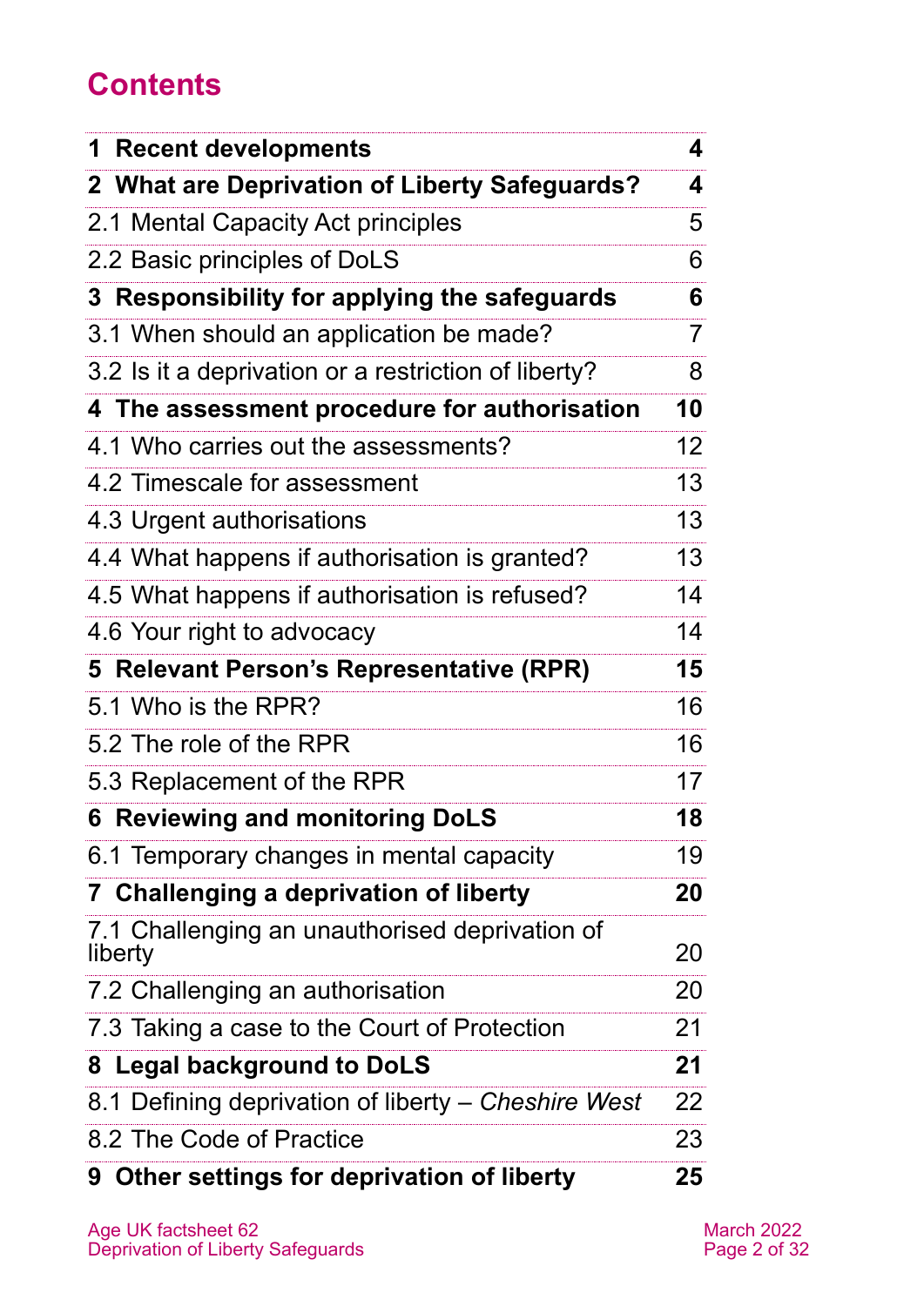# Contents

| | |
|---|---|
| **1 Recent developments** | **4** |
| **2 What are Deprivation of Liberty Safeguards?** | **4** |
| 2.1 Mental Capacity Act principles | 5 |
| 2.2 Basic principles of DoLS | 6 |
| **3 Responsibility for applying the safeguards** | **6** |
| 3.1 When should an application be made? | 7 |
| 3.2 Is it a deprivation or a restriction of liberty? | 8 |
| **4 The assessment procedure for authorisation** | **10** |
| 4.1 Who carries out the assessments? | 12 |
| 4.2 Timescale for assessment | 13 |
| 4.3 Urgent authorisations | 13 |
| 4.4 What happens if authorisation is granted? | 13 |
| 4.5 What happens if authorisation is refused? | 14 |
| 4.6 Your right to advocacy | 14 |
| **5 Relevant Person's Representative (RPR)** | **15** |
| 5.1 Who is the RPR? | 16 |
| 5.2 The role of the RPR | 16 |
| 5.3 Replacement of the RPR | 17 |
| **6 Reviewing and monitoring DoLS** | **18** |
| 6.1 Temporary changes in mental capacity | 19 |
| **7 Challenging a deprivation of liberty** | **20** |
| 7.1 Challenging an unauthorised deprivation of liberty | 20 |
| 7.2 Challenging an authorisation | 20 |
| 7.3 Taking a case to the Court of Protection | 21 |
| **8 Legal background to DoLS** | **21** |
| 8.1 Defining deprivation of liberty – *Cheshire West* | 22 |
| 8.2 The Code of Practice | 23 |
| **9 Other settings for deprivation of liberty** | **25** |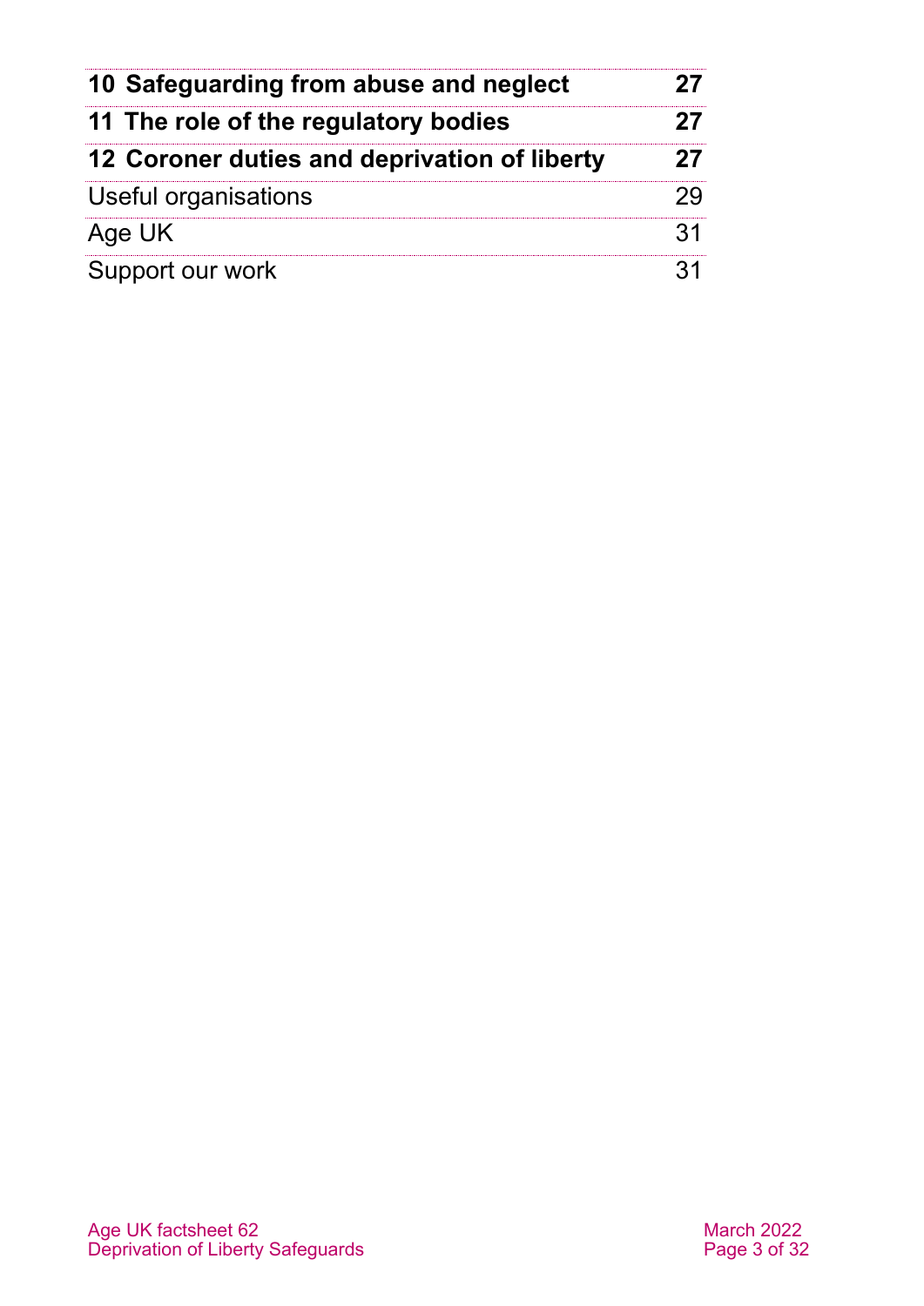| | |
|---|---|
| **10 Safeguarding from abuse and neglect** | **27** |
| **11 The role of the regulatory bodies** | **27** |
| **12 Coroner duties and deprivation of liberty** | **27** |
| Useful organisations | 29 |
| Age UK | 31 |
| Support our work | 31 |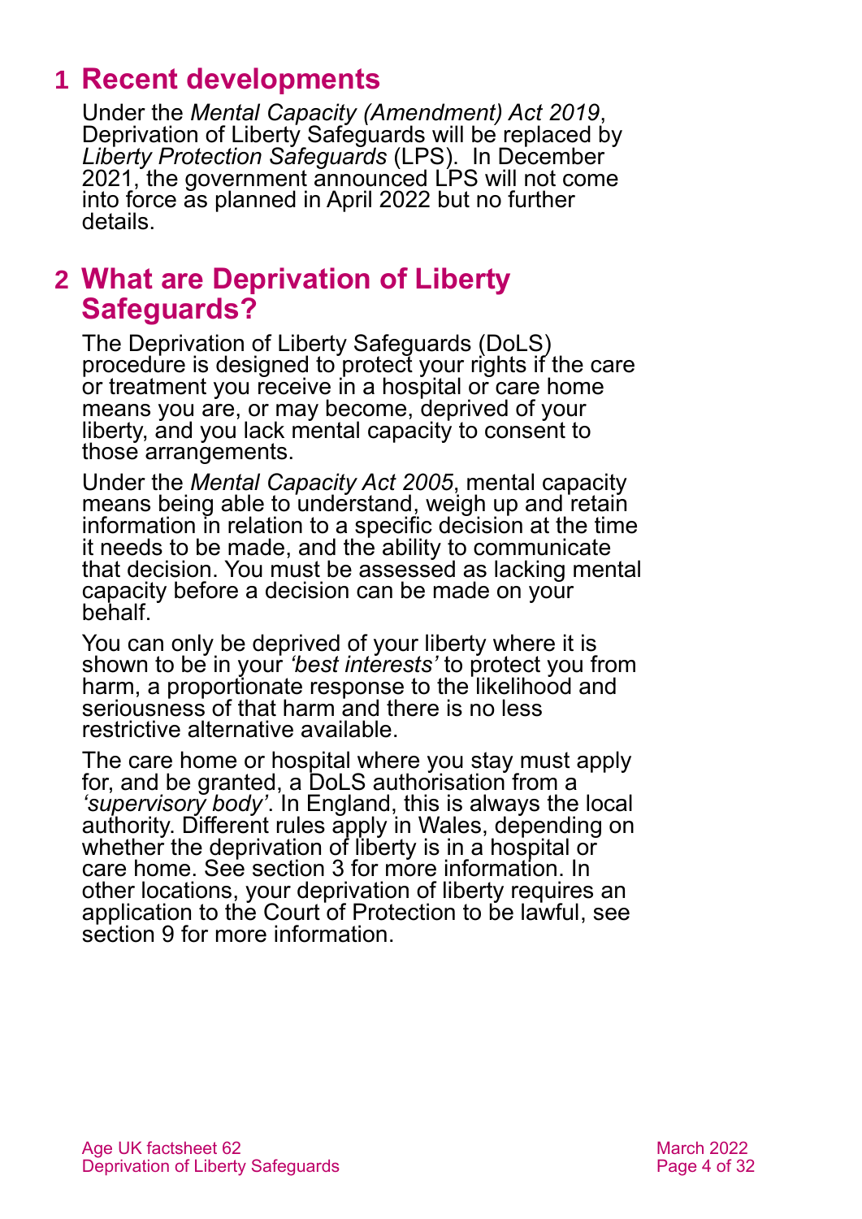## 1 Recent developments

Under the *Mental Capacity (Amendment) Act 2019*, Deprivation of Liberty Safeguards will be replaced by *Liberty Protection Safeguards* (LPS). In December 2021, the government announced LPS will not come into force as planned in April 2022 but no further details.

## 2 What are Deprivation of Liberty Safeguards?

The Deprivation of Liberty Safeguards (DoLS) procedure is designed to protect your rights if the care or treatment you receive in a hospital or care home means you are, or may become, deprived of your liberty, and you lack mental capacity to consent to those arrangements.

Under the *Mental Capacity Act 2005*, mental capacity means being able to understand, weigh up and retain information in relation to a specific decision at the time it needs to be made, and the ability to communicate that decision. You must be assessed as lacking mental capacity before a decision can be made on your behalf.

You can only be deprived of your liberty where it is shown to be in your *'best interests'* to protect you from harm, a proportionate response to the likelihood and seriousness of that harm and there is no less restrictive alternative available.

The care home or hospital where you stay must apply for, and be granted, a DoLS authorisation from a *'supervisory body'*. In England, this is always the local authority. Different rules apply in Wales, depending on whether the deprivation of liberty is in a hospital or care home. See section 3 for more information. In other locations, your deprivation of liberty requires an application to the Court of Protection to be lawful, see section 9 for more information.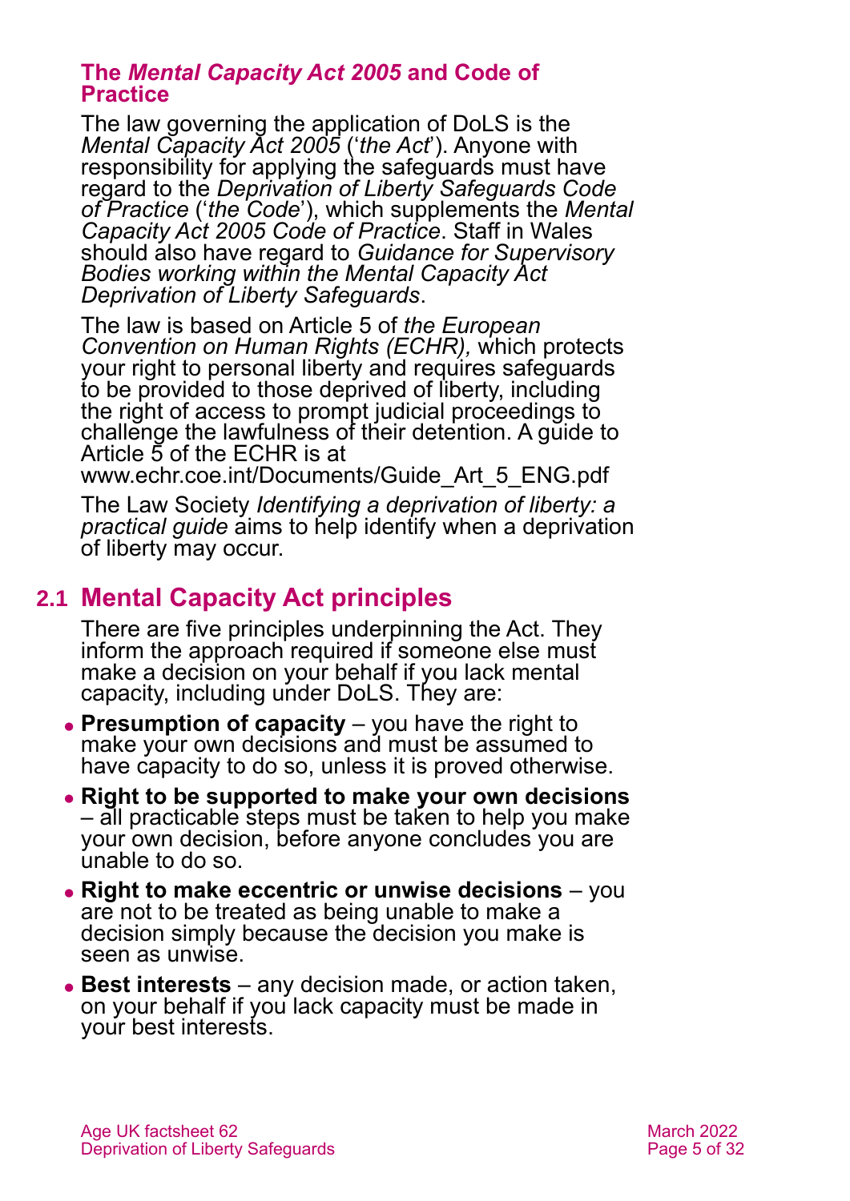### The *Mental Capacity Act 2005* and Code of Practice

The law governing the application of DoLS is the *Mental Capacity Act 2005* ('*the Act*'). Anyone with responsibility for applying the safeguards must have regard to the *Deprivation of Liberty Safeguards Code of Practice* ('*the Code*'), which supplements the *Mental Capacity Act 2005 Code of Practice*. Staff in Wales should also have regard to *Guidance for Supervisory Bodies working within the Mental Capacity Act Deprivation of Liberty Safeguards*.

The law is based on Article 5 of *the European Convention on Human Rights (ECHR),* which protects your right to personal liberty and requires safeguards to be provided to those deprived of liberty, including the right of access to prompt judicial proceedings to challenge the lawfulness of their detention. A guide to Article 5 of the ECHR is at www.echr.coe.int/Documents/Guide_Art_5_ENG.pdf

The Law Society *Identifying a deprivation of liberty: a practical guide* aims to help identify when a deprivation of liberty may occur.

## 2.1 Mental Capacity Act principles

There are five principles underpinning the Act. They inform the approach required if someone else must make a decision on your behalf if you lack mental capacity, including under DoLS. They are:

- **Presumption of capacity** – you have the right to make your own decisions and must be assumed to have capacity to do so, unless it is proved otherwise.
- **Right to be supported to make your own decisions** – all practicable steps must be taken to help you make your own decision, before anyone concludes you are unable to do so.
- **Right to make eccentric or unwise decisions** – you are not to be treated as being unable to make a decision simply because the decision you make is seen as unwise.
- **Best interests** – any decision made, or action taken, on your behalf if you lack capacity must be made in your best interests.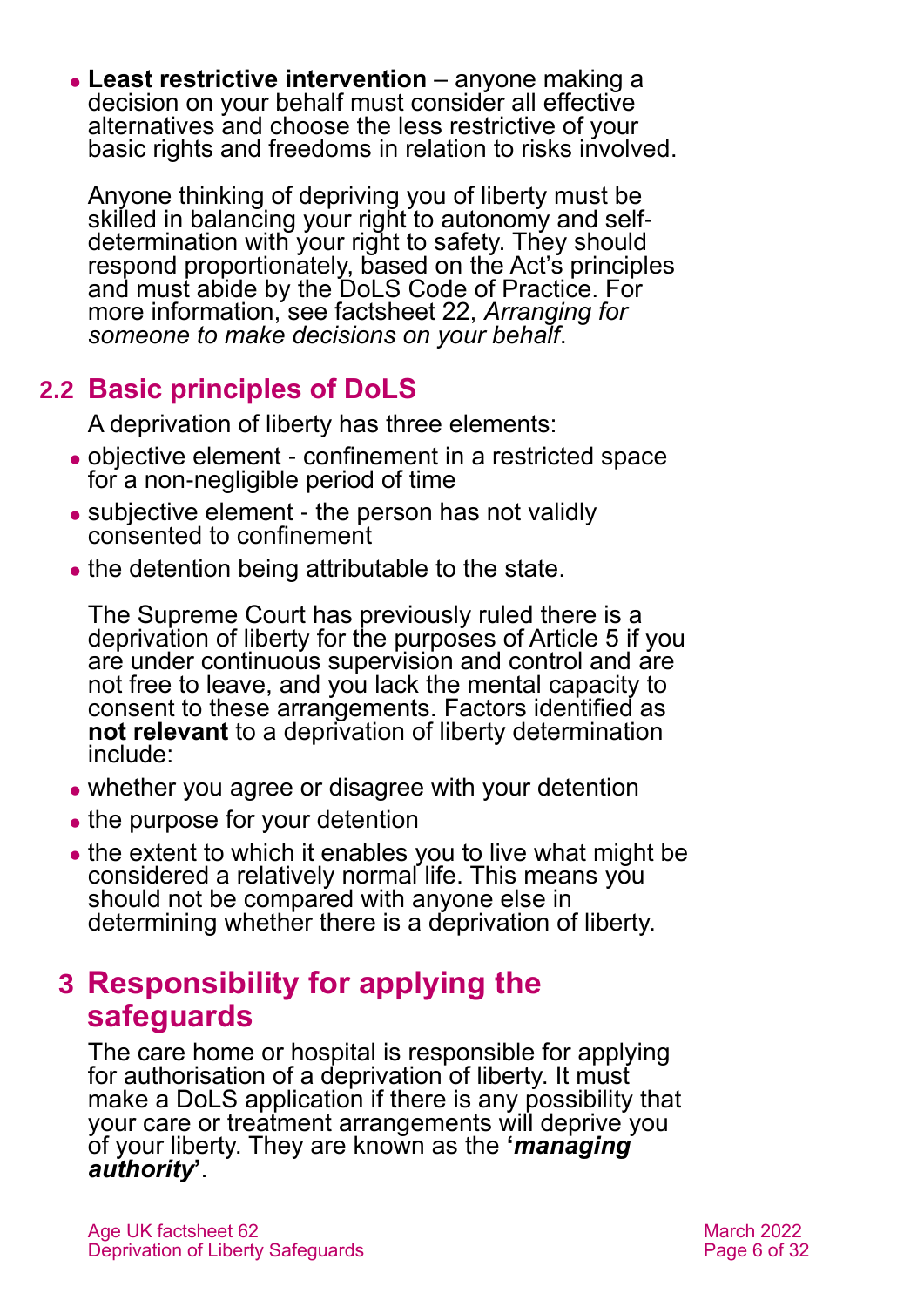- **Least restrictive intervention** – anyone making a decision on your behalf must consider all effective alternatives and choose the less restrictive of your basic rights and freedoms in relation to risks involved.

  Anyone thinking of depriving you of liberty must be skilled in balancing your right to autonomy and self-determination with your right to safety. They should respond proportionately, based on the Act's principles and must abide by the DoLS Code of Practice. For more information, see factsheet 22, *Arranging for someone to make decisions on your behalf*.

## 2.2 Basic principles of DoLS

A deprivation of liberty has three elements:

- objective element - confinement in a restricted space for a non-negligible period of time
- subjective element - the person has not validly consented to confinement
- the detention being attributable to the state.

The Supreme Court has previously ruled there is a deprivation of liberty for the purposes of Article 5 if you are under continuous supervision and control and are not free to leave, and you lack the mental capacity to consent to these arrangements. Factors identified as **not relevant** to a deprivation of liberty determination include:

- whether you agree or disagree with your detention
- the purpose for your detention
- the extent to which it enables you to live what might be considered a relatively normal life. This means you should not be compared with anyone else in determining whether there is a deprivation of liberty.

# 3 Responsibility for applying the safeguards

The care home or hospital is responsible for applying for authorisation of a deprivation of liberty. It must make a DoLS application if there is any possibility that your care or treatment arrangements will deprive you of your liberty. They are known as the **'*managing authority*'**.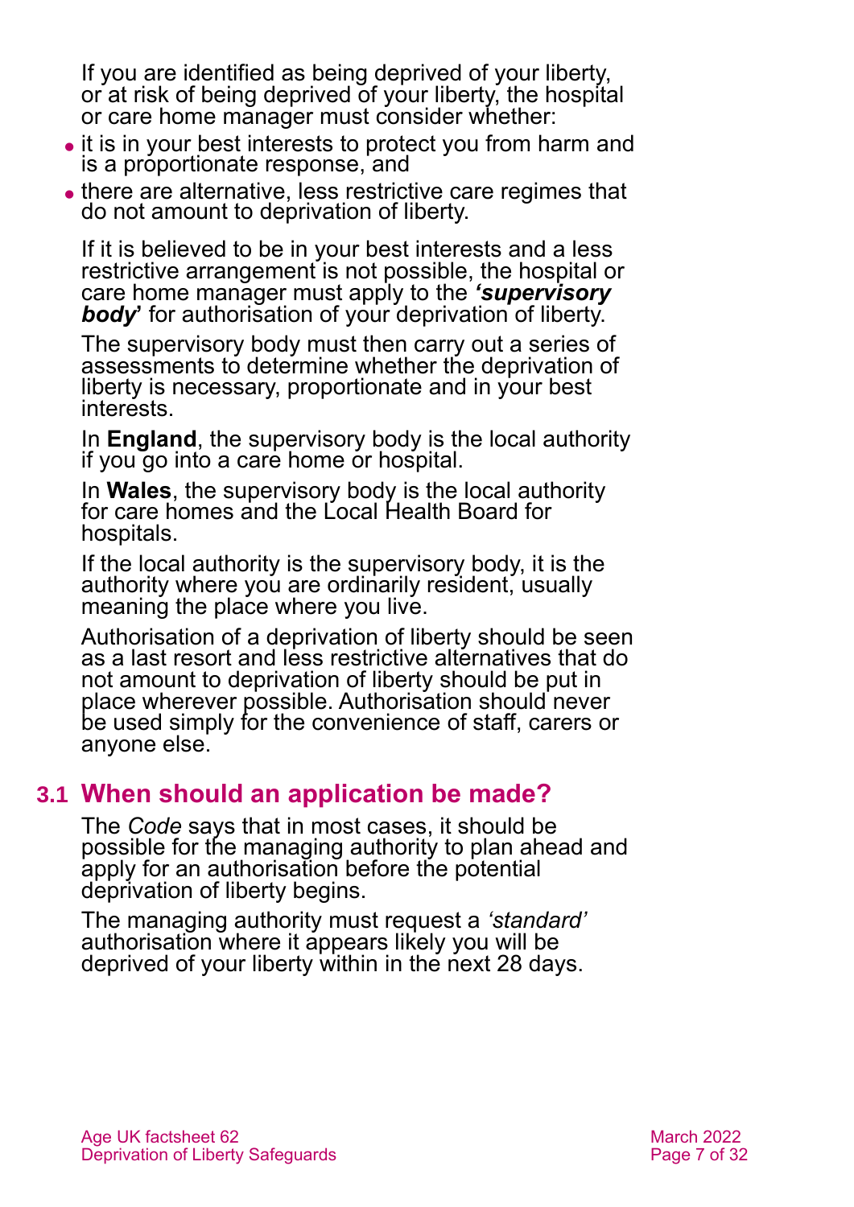If you are identified as being deprived of your liberty, or at risk of being deprived of your liberty, the hospital or care home manager must consider whether:

- it is in your best interests to protect you from harm and is a proportionate response, and
- there are alternative, less restrictive care regimes that do not amount to deprivation of liberty.

If it is believed to be in your best interests and a less restrictive arrangement is not possible, the hospital or care home manager must apply to the ***'supervisory body'*** for authorisation of your deprivation of liberty.

The supervisory body must then carry out a series of assessments to determine whether the deprivation of liberty is necessary, proportionate and in your best interests.

In **England**, the supervisory body is the local authority if you go into a care home or hospital.

In **Wales**, the supervisory body is the local authority for care homes and the Local Health Board for hospitals.

If the local authority is the supervisory body, it is the authority where you are ordinarily resident, usually meaning the place where you live.

Authorisation of a deprivation of liberty should be seen as a last resort and less restrictive alternatives that do not amount to deprivation of liberty should be put in place wherever possible. Authorisation should never be used simply for the convenience of staff, carers or anyone else.

## 3.1 When should an application be made?

The *Code* says that in most cases, it should be possible for the managing authority to plan ahead and apply for an authorisation before the potential deprivation of liberty begins.

The managing authority must request a *'standard'* authorisation where it appears likely you will be deprived of your liberty within in the next 28 days.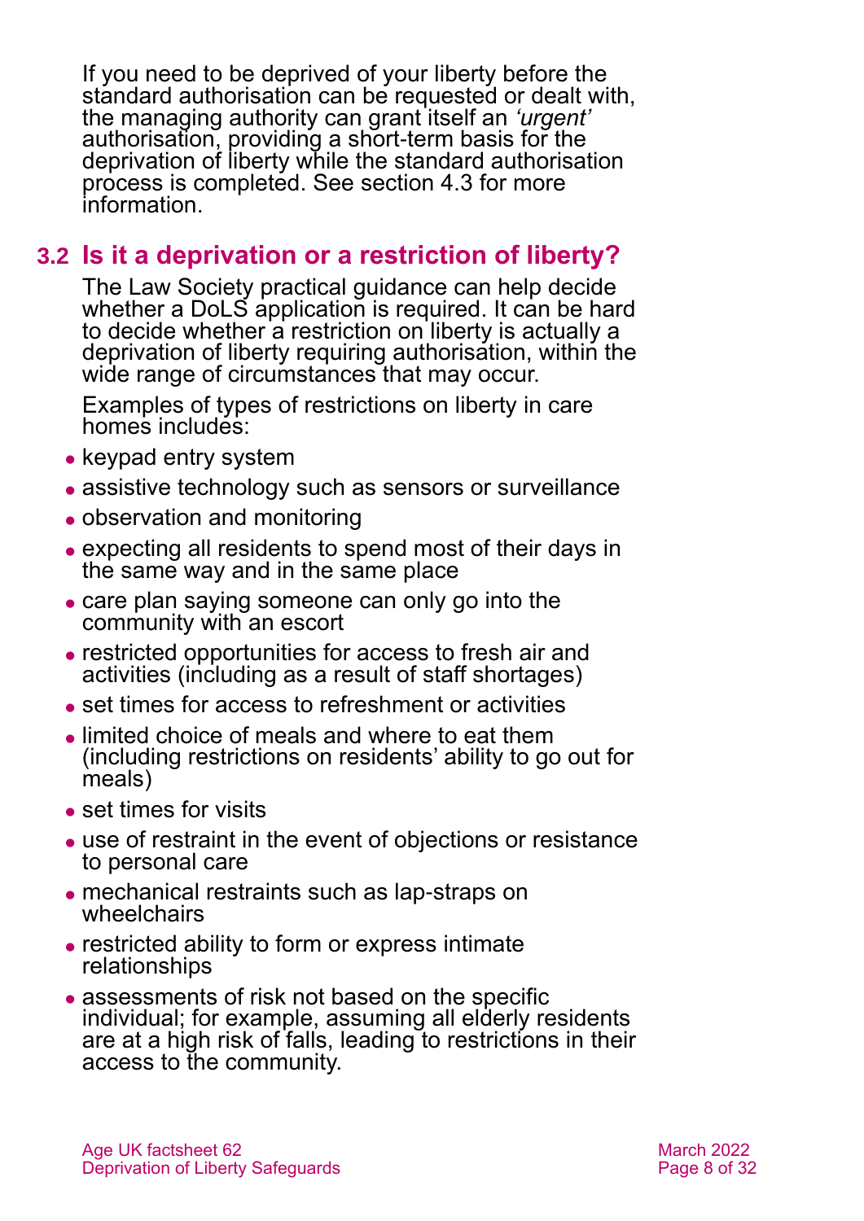If you need to be deprived of your liberty before the standard authorisation can be requested or dealt with, the managing authority can grant itself an *'urgent'* authorisation, providing a short-term basis for the deprivation of liberty while the standard authorisation process is completed. See section 4.3 for more information.

## 3.2 Is it a deprivation or a restriction of liberty?

The Law Society practical guidance can help decide whether a DoLS application is required. It can be hard to decide whether a restriction on liberty is actually a deprivation of liberty requiring authorisation, within the wide range of circumstances that may occur.

Examples of types of restrictions on liberty in care homes includes:

- keypad entry system
- assistive technology such as sensors or surveillance
- observation and monitoring
- expecting all residents to spend most of their days in the same way and in the same place
- care plan saying someone can only go into the community with an escort
- restricted opportunities for access to fresh air and activities (including as a result of staff shortages)
- set times for access to refreshment or activities
- limited choice of meals and where to eat them (including restrictions on residents' ability to go out for meals)
- set times for visits
- use of restraint in the event of objections or resistance to personal care
- mechanical restraints such as lap-straps on wheelchairs
- restricted ability to form or express intimate relationships
- assessments of risk not based on the specific individual; for example, assuming all elderly residents are at a high risk of falls, leading to restrictions in their access to the community.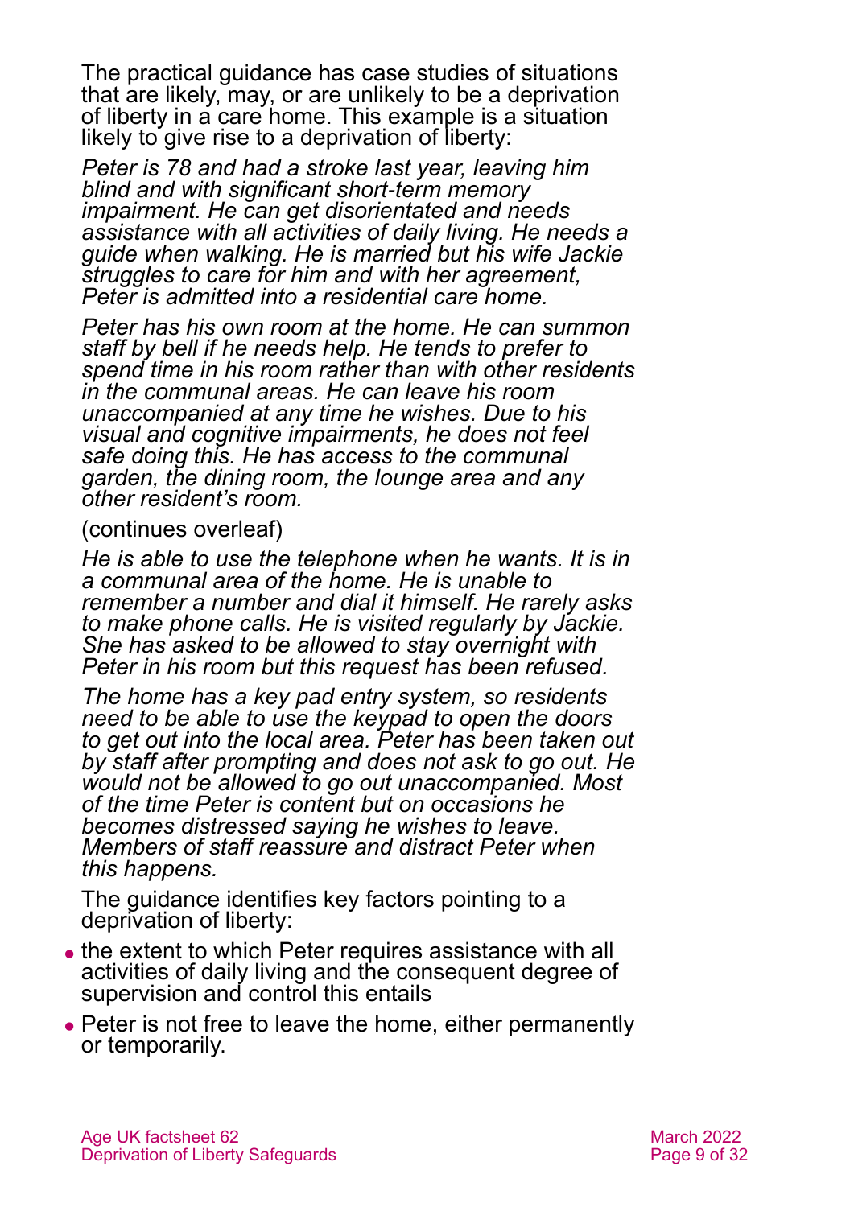The practical guidance has case studies of situations that are likely, may, or are unlikely to be a deprivation of liberty in a care home. This example is a situation likely to give rise to a deprivation of liberty:

*Peter is 78 and had a stroke last year, leaving him blind and with significant short-term memory impairment. He can get disorientated and needs assistance with all activities of daily living. He needs a guide when walking. He is married but his wife Jackie struggles to care for him and with her agreement, Peter is admitted into a residential care home.*

*Peter has his own room at the home. He can summon staff by bell if he needs help. He tends to prefer to spend time in his room rather than with other residents in the communal areas. He can leave his room unaccompanied at any time he wishes. Due to his visual and cognitive impairments, he does not feel safe doing this. He has access to the communal garden, the dining room, the lounge area and any other resident's room.*

(continues overleaf)

*He is able to use the telephone when he wants. It is in a communal area of the home. He is unable to remember a number and dial it himself. He rarely asks to make phone calls. He is visited regularly by Jackie. She has asked to be allowed to stay overnight with Peter in his room but this request has been refused.*

*The home has a key pad entry system, so residents need to be able to use the keypad to open the doors to get out into the local area. Peter has been taken out by staff after prompting and does not ask to go out. He would not be allowed to go out unaccompanied. Most of the time Peter is content but on occasions he becomes distressed saying he wishes to leave. Members of staff reassure and distract Peter when this happens.*

The guidance identifies key factors pointing to a deprivation of liberty:

- the extent to which Peter requires assistance with all activities of daily living and the consequent degree of supervision and control this entails
- Peter is not free to leave the home, either permanently or temporarily.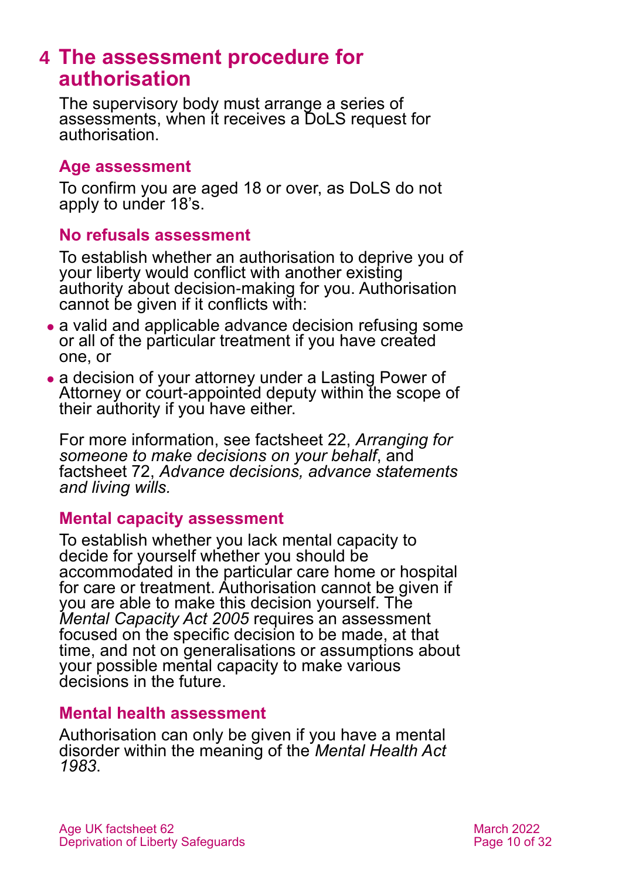# 4 The assessment procedure for authorisation

The supervisory body must arrange a series of assessments, when it receives a DoLS request for authorisation.

### Age assessment

To confirm you are aged 18 or over, as DoLS do not apply to under 18's.

### No refusals assessment

To establish whether an authorisation to deprive you of your liberty would conflict with another existing authority about decision-making for you. Authorisation cannot be given if it conflicts with:

- a valid and applicable advance decision refusing some or all of the particular treatment if you have created one, or
- a decision of your attorney under a Lasting Power of Attorney or court-appointed deputy within the scope of their authority if you have either.

For more information, see factsheet 22, *Arranging for someone to make decisions on your behalf*, and factsheet 72, *Advance decisions, advance statements and living wills.*

### Mental capacity assessment

To establish whether you lack mental capacity to decide for yourself whether you should be accommodated in the particular care home or hospital for care or treatment. Authorisation cannot be given if you are able to make this decision yourself. The *Mental Capacity Act 2005* requires an assessment focused on the specific decision to be made, at that time, and not on generalisations or assumptions about your possible mental capacity to make various decisions in the future.

### Mental health assessment

Authorisation can only be given if you have a mental disorder within the meaning of the *Mental Health Act 1983*.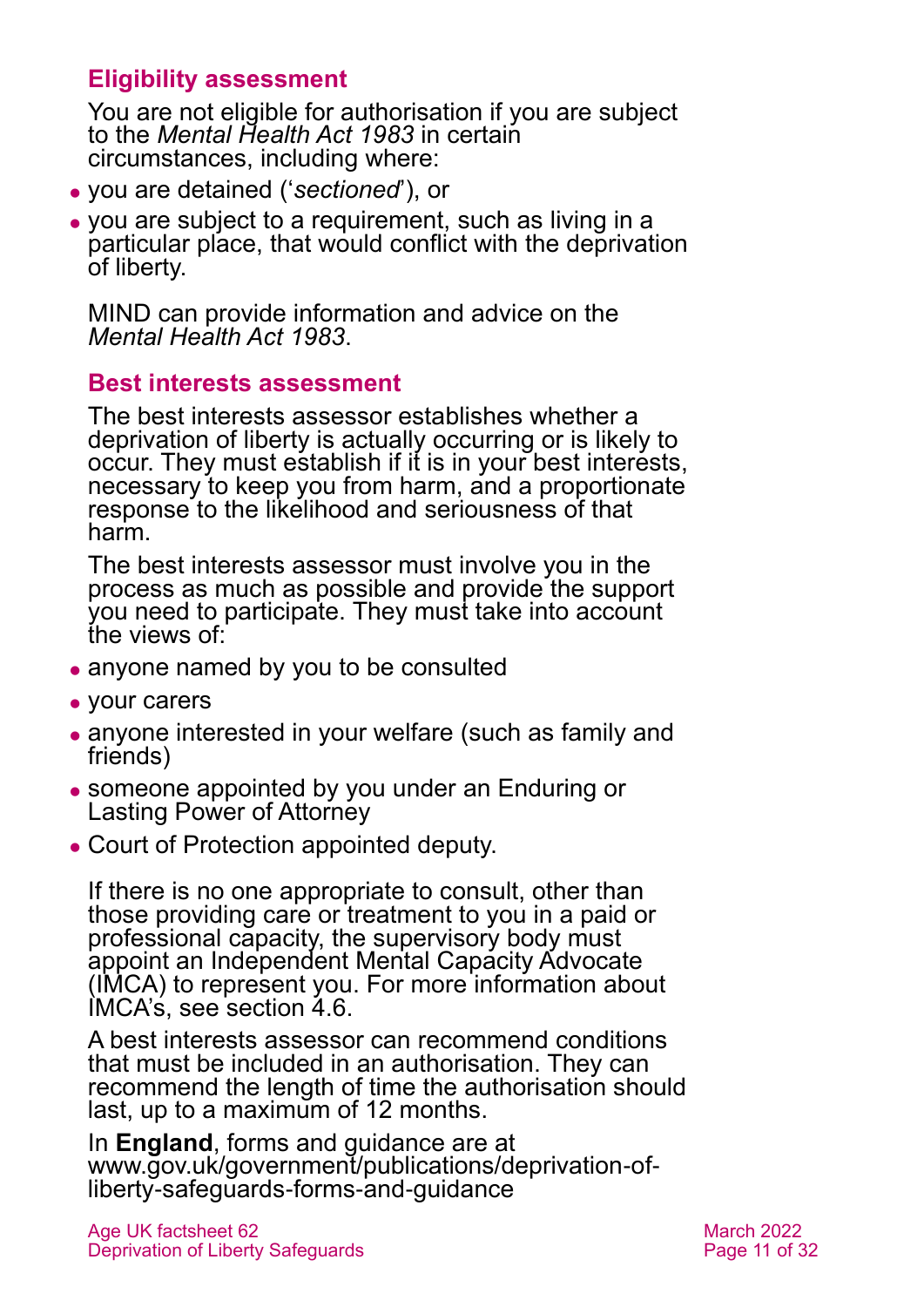### Eligibility assessment

You are not eligible for authorisation if you are subject to the *Mental Health Act 1983* in certain circumstances, including where:

- you are detained ('*sectioned*'), or
- you are subject to a requirement, such as living in a particular place, that would conflict with the deprivation of liberty.

MIND can provide information and advice on the *Mental Health Act 1983*.

### Best interests assessment

The best interests assessor establishes whether a deprivation of liberty is actually occurring or is likely to occur. They must establish if it is in your best interests, necessary to keep you from harm, and a proportionate response to the likelihood and seriousness of that harm.

The best interests assessor must involve you in the process as much as possible and provide the support you need to participate. They must take into account the views of:

- anyone named by you to be consulted
- your carers
- anyone interested in your welfare (such as family and friends)
- someone appointed by you under an Enduring or Lasting Power of Attorney
- Court of Protection appointed deputy.

If there is no one appropriate to consult, other than those providing care or treatment to you in a paid or professional capacity, the supervisory body must appoint an Independent Mental Capacity Advocate (IMCA) to represent you. For more information about IMCA's, see section 4.6.

A best interests assessor can recommend conditions that must be included in an authorisation. They can recommend the length of time the authorisation should last, up to a maximum of 12 months.

In **England**, forms and guidance are at www.gov.uk/government/publications/deprivation-of-liberty-safeguards-forms-and-guidance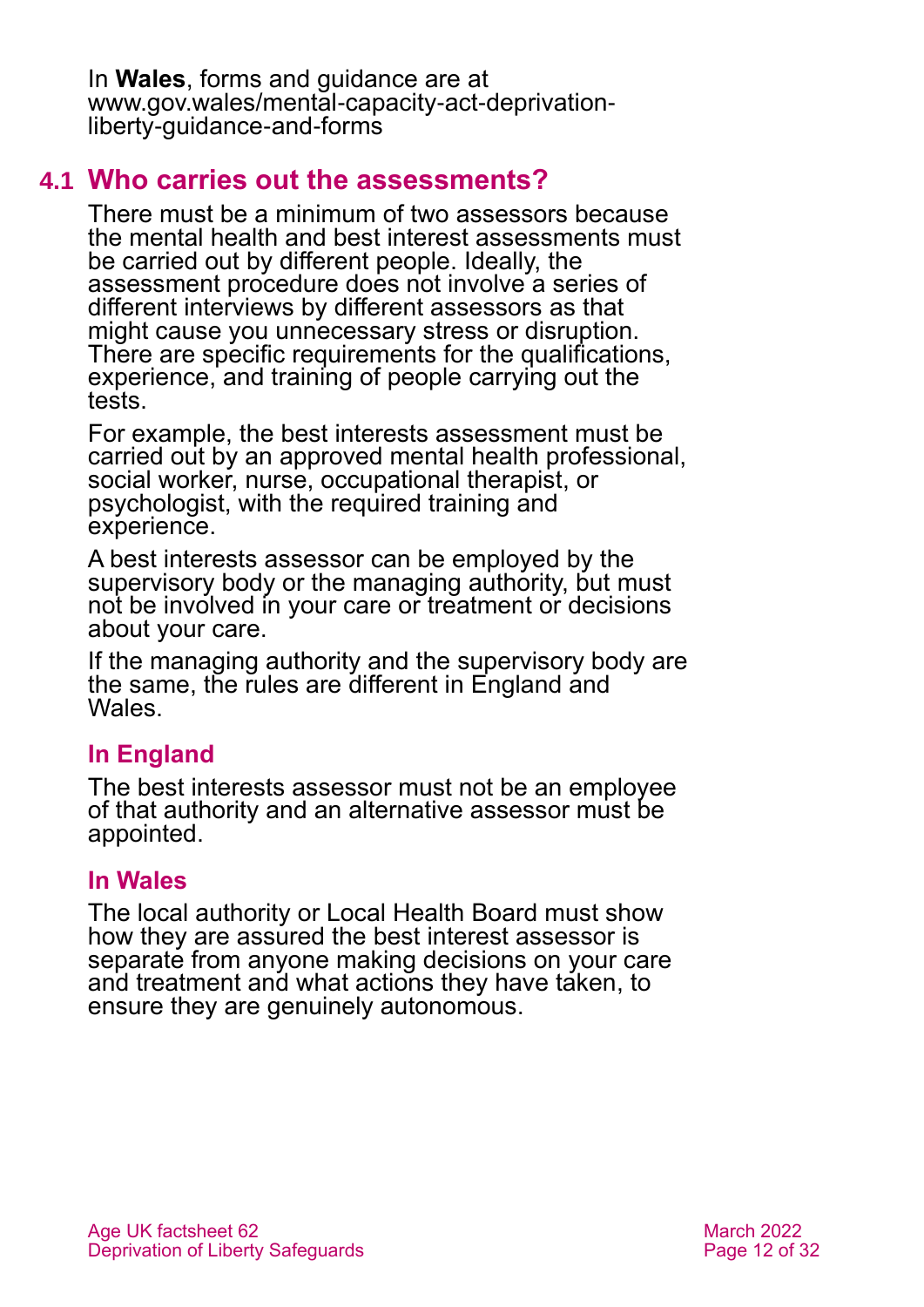In **Wales**, forms and guidance are at www.gov.wales/mental-capacity-act-deprivation-liberty-guidance-and-forms

## 4.1 Who carries out the assessments?

There must be a minimum of two assessors because the mental health and best interest assessments must be carried out by different people. Ideally, the assessment procedure does not involve a series of different interviews by different assessors as that might cause you unnecessary stress or disruption. There are specific requirements for the qualifications, experience, and training of people carrying out the tests.

For example, the best interests assessment must be carried out by an approved mental health professional, social worker, nurse, occupational therapist, or psychologist, with the required training and experience.

A best interests assessor can be employed by the supervisory body or the managing authority, but must not be involved in your care or treatment or decisions about your care.

If the managing authority and the supervisory body are the same, the rules are different in England and Wales.

### In England

The best interests assessor must not be an employee of that authority and an alternative assessor must be appointed.

### In Wales

The local authority or Local Health Board must show how they are assured the best interest assessor is separate from anyone making decisions on your care and treatment and what actions they have taken, to ensure they are genuinely autonomous.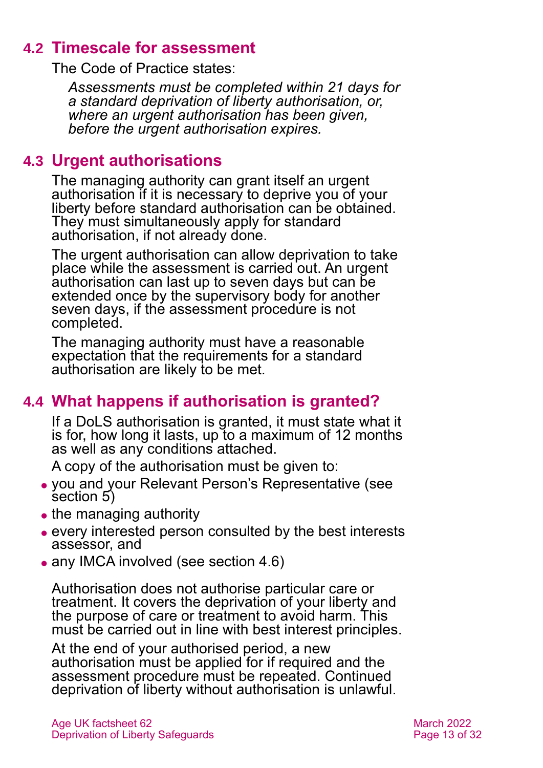## 4.2 Timescale for assessment

The Code of Practice states:

> *Assessments must be completed within 21 days for a standard deprivation of liberty authorisation, or, where an urgent authorisation has been given, before the urgent authorisation expires.*

## 4.3 Urgent authorisations

The managing authority can grant itself an urgent authorisation if it is necessary to deprive you of your liberty before standard authorisation can be obtained. They must simultaneously apply for standard authorisation, if not already done.

The urgent authorisation can allow deprivation to take place while the assessment is carried out. An urgent authorisation can last up to seven days but can be extended once by the supervisory body for another seven days, if the assessment procedure is not completed.

The managing authority must have a reasonable expectation that the requirements for a standard authorisation are likely to be met.

## 4.4 What happens if authorisation is granted?

If a DoLS authorisation is granted, it must state what it is for, how long it lasts, up to a maximum of 12 months as well as any conditions attached.

A copy of the authorisation must be given to:

- you and your Relevant Person's Representative (see section 5)
- the managing authority
- every interested person consulted by the best interests assessor, and
- any IMCA involved (see section 4.6)

Authorisation does not authorise particular care or treatment. It covers the deprivation of your liberty and the purpose of care or treatment to avoid harm. This must be carried out in line with best interest principles.

At the end of your authorised period, a new authorisation must be applied for if required and the assessment procedure must be repeated. Continued deprivation of liberty without authorisation is unlawful.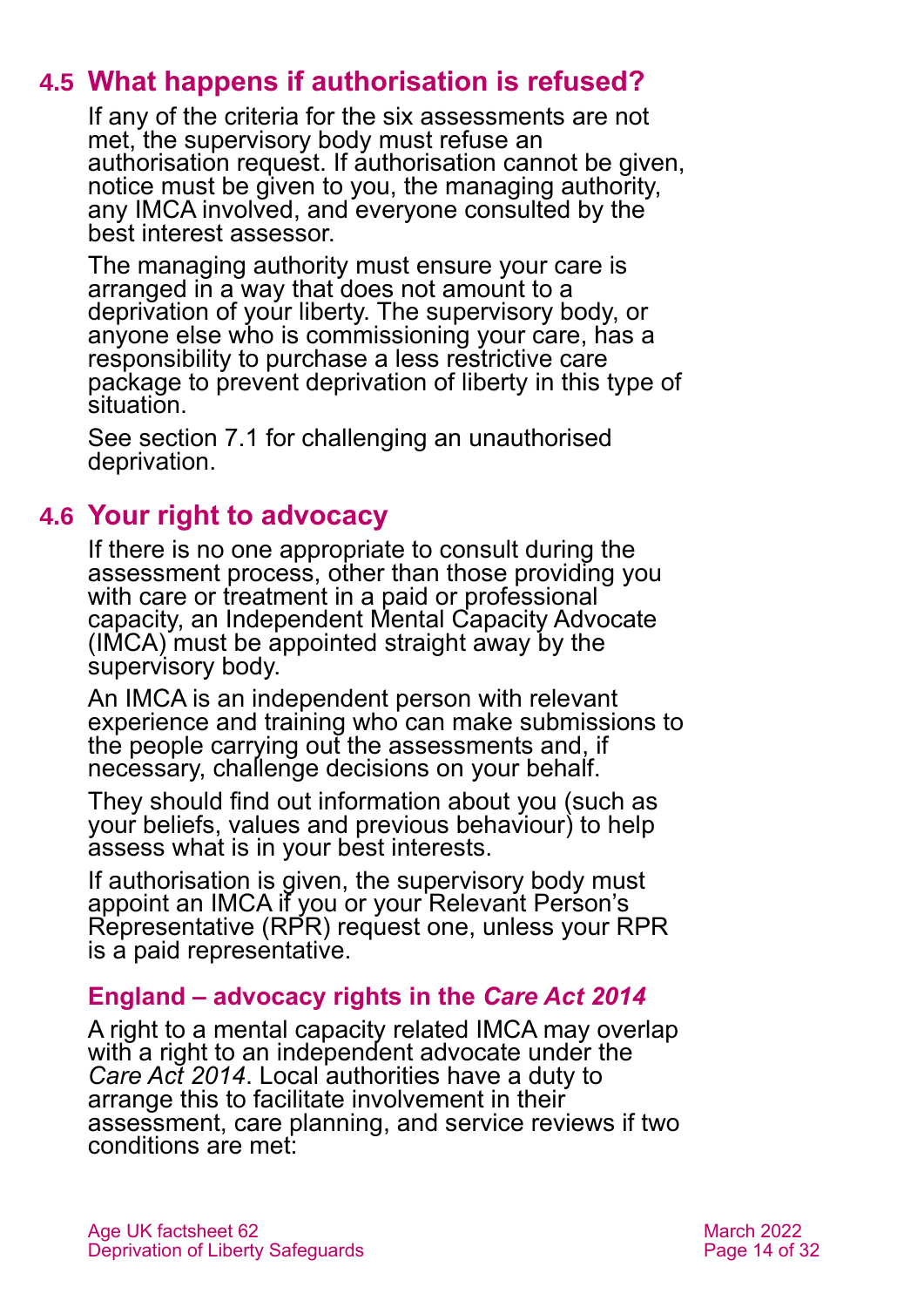## 4.5 What happens if authorisation is refused?

If any of the criteria for the six assessments are not met, the supervisory body must refuse an authorisation request. If authorisation cannot be given, notice must be given to you, the managing authority, any IMCA involved, and everyone consulted by the best interest assessor.

The managing authority must ensure your care is arranged in a way that does not amount to a deprivation of your liberty. The supervisory body, or anyone else who is commissioning your care, has a responsibility to purchase a less restrictive care package to prevent deprivation of liberty in this type of situation.

See section 7.1 for challenging an unauthorised deprivation.

## 4.6 Your right to advocacy

If there is no one appropriate to consult during the assessment process, other than those providing you with care or treatment in a paid or professional capacity, an Independent Mental Capacity Advocate (IMCA) must be appointed straight away by the supervisory body.

An IMCA is an independent person with relevant experience and training who can make submissions to the people carrying out the assessments and, if necessary, challenge decisions on your behalf.

They should find out information about you (such as your beliefs, values and previous behaviour) to help assess what is in your best interests.

If authorisation is given, the supervisory body must appoint an IMCA if you or your Relevant Person's Representative (RPR) request one, unless your RPR is a paid representative.

### England – advocacy rights in the *Care Act 2014*

A right to a mental capacity related IMCA may overlap with a right to an independent advocate under the *Care Act 2014*. Local authorities have a duty to arrange this to facilitate involvement in their assessment, care planning, and service reviews if two conditions are met: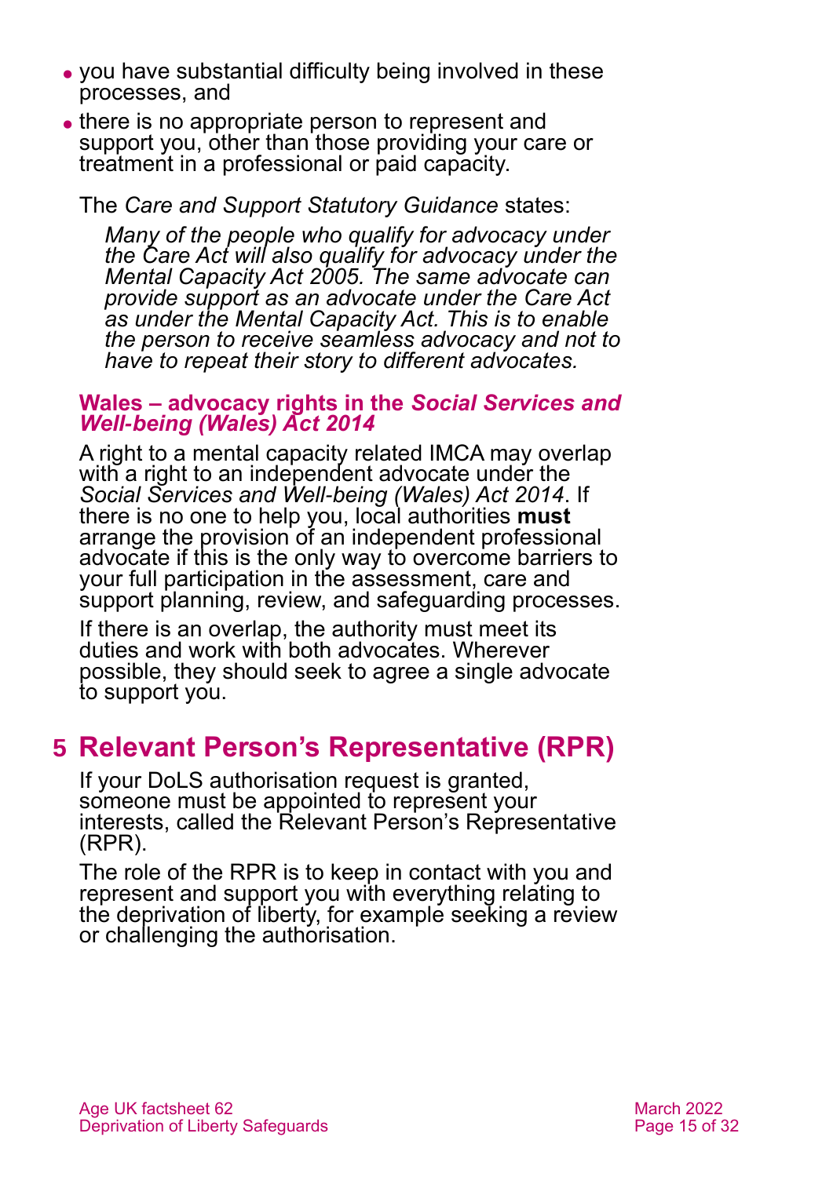- you have substantial difficulty being involved in these processes, and
- there is no appropriate person to represent and support you, other than those providing your care or treatment in a professional or paid capacity.

The *Care and Support Statutory Guidance* states:

> *Many of the people who qualify for advocacy under the Care Act will also qualify for advocacy under the Mental Capacity Act 2005. The same advocate can provide support as an advocate under the Care Act as under the Mental Capacity Act. This is to enable the person to receive seamless advocacy and not to have to repeat their story to different advocates.*

### Wales – advocacy rights in the *Social Services and Well-being (Wales) Act 2014*

A right to a mental capacity related IMCA may overlap with a right to an independent advocate under the *Social Services and Well-being (Wales) Act 2014*. If there is no one to help you, local authorities **must** arrange the provision of an independent professional advocate if this is the only way to overcome barriers to your full participation in the assessment, care and support planning, review, and safeguarding processes.

If there is an overlap, the authority must meet its duties and work with both advocates. Wherever possible, they should seek to agree a single advocate to support you.

## 5 Relevant Person's Representative (RPR)

If your DoLS authorisation request is granted, someone must be appointed to represent your interests, called the Relevant Person's Representative (RPR).

The role of the RPR is to keep in contact with you and represent and support you with everything relating to the deprivation of liberty, for example seeking a review or challenging the authorisation.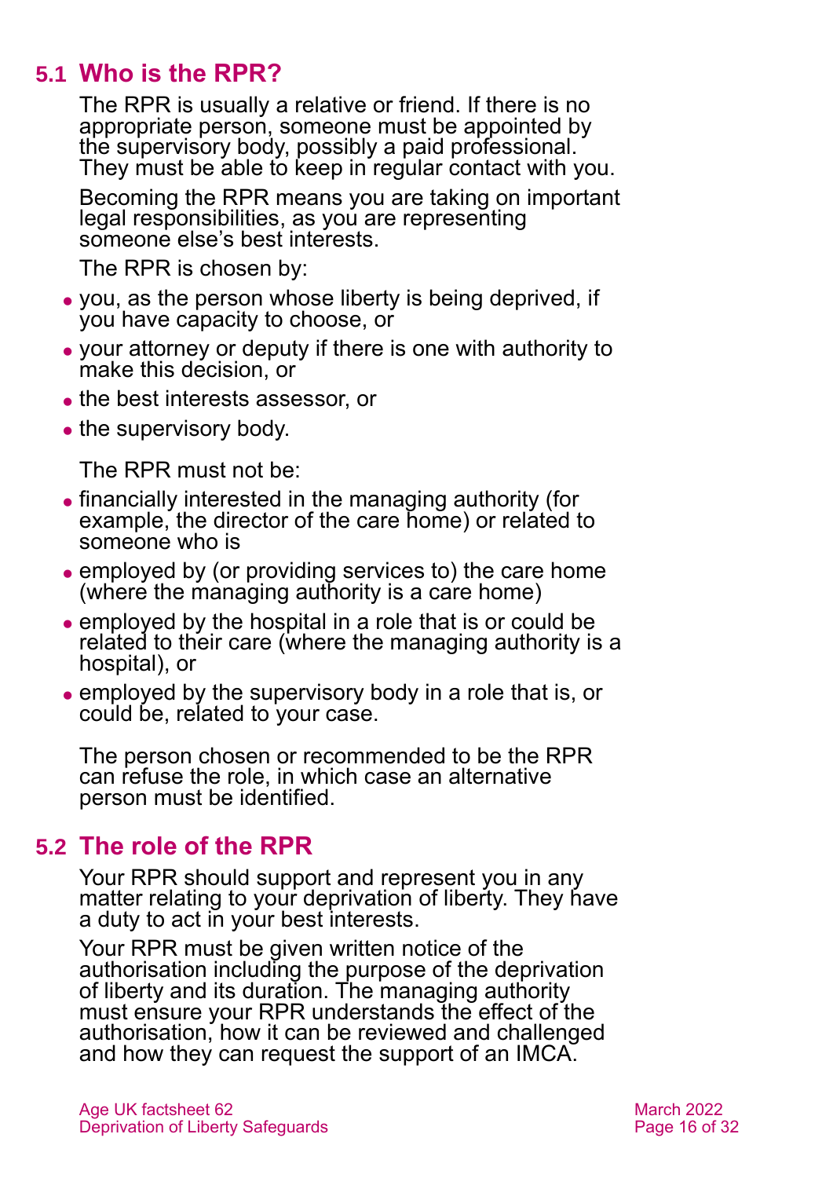## 5.1 Who is the RPR?

The RPR is usually a relative or friend. If there is no appropriate person, someone must be appointed by the supervisory body, possibly a paid professional. They must be able to keep in regular contact with you.

Becoming the RPR means you are taking on important legal responsibilities, as you are representing someone else's best interests.

The RPR is chosen by:

- you, as the person whose liberty is being deprived, if you have capacity to choose, or
- your attorney or deputy if there is one with authority to make this decision, or
- the best interests assessor, or
- the supervisory body.

The RPR must not be:

- financially interested in the managing authority (for example, the director of the care home) or related to someone who is
- employed by (or providing services to) the care home (where the managing authority is a care home)
- employed by the hospital in a role that is or could be related to their care (where the managing authority is a hospital), or
- employed by the supervisory body in a role that is, or could be, related to your case.

The person chosen or recommended to be the RPR can refuse the role, in which case an alternative person must be identified.

## 5.2 The role of the RPR

Your RPR should support and represent you in any matter relating to your deprivation of liberty. They have a duty to act in your best interests.

Your RPR must be given written notice of the authorisation including the purpose of the deprivation of liberty and its duration. The managing authority must ensure your RPR understands the effect of the authorisation, how it can be reviewed and challenged and how they can request the support of an IMCA.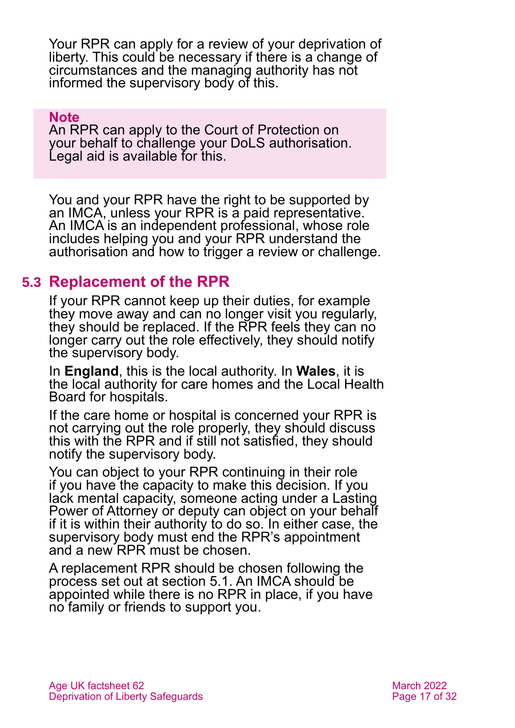Your RPR can apply for a review of your deprivation of liberty. This could be necessary if there is a change of circumstances and the managing authority has not informed the supervisory body of this.

> **Note**
> An RPR can apply to the Court of Protection on your behalf to challenge your DoLS authorisation. Legal aid is available for this.

You and your RPR have the right to be supported by an IMCA, unless your RPR is a paid representative. An IMCA is an independent professional, whose role includes helping you and your RPR understand the authorisation and how to trigger a review or challenge.

## 5.3 Replacement of the RPR

If your RPR cannot keep up their duties, for example they move away and can no longer visit you regularly, they should be replaced. If the RPR feels they can no longer carry out the role effectively, they should notify the supervisory body.

In **England**, this is the local authority. In **Wales**, it is the local authority for care homes and the Local Health Board for hospitals.

If the care home or hospital is concerned your RPR is not carrying out the role properly, they should discuss this with the RPR and if still not satisfied, they should notify the supervisory body.

You can object to your RPR continuing in their role if you have the capacity to make this decision. If you lack mental capacity, someone acting under a Lasting Power of Attorney or deputy can object on your behalf if it is within their authority to do so. In either case, the supervisory body must end the RPR's appointment and a new RPR must be chosen.

A replacement RPR should be chosen following the process set out at section 5.1. An IMCA should be appointed while there is no RPR in place, if you have no family or friends to support you.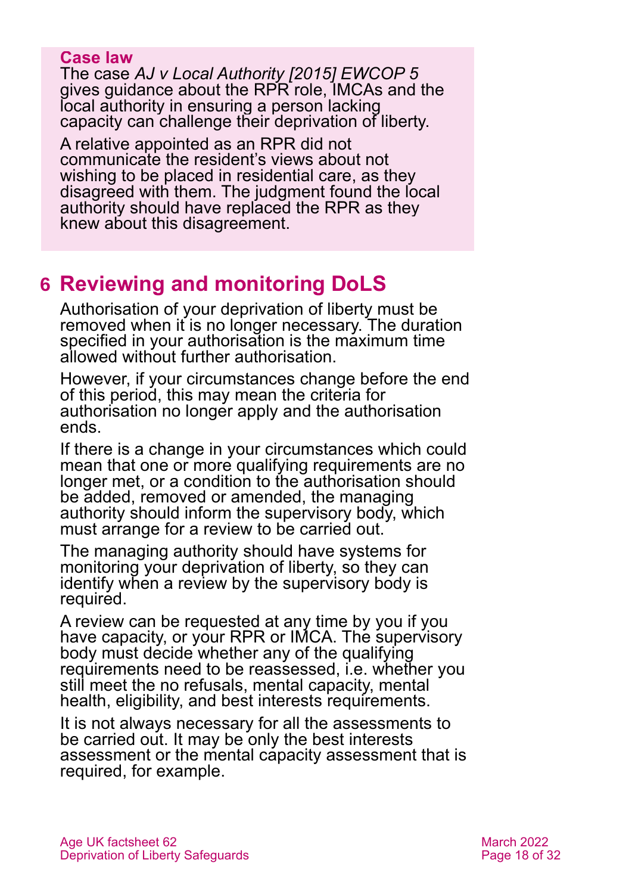**Case law**

The case *AJ v Local Authority [2015] EWCOP 5* gives guidance about the RPR role, IMCAs and the local authority in ensuring a person lacking capacity can challenge their deprivation of liberty.

A relative appointed as an RPR did not communicate the resident's views about not wishing to be placed in residential care, as they disagreed with them. The judgment found the local authority should have replaced the RPR as they knew about this disagreement.

## 6 Reviewing and monitoring DoLS

Authorisation of your deprivation of liberty must be removed when it is no longer necessary. The duration specified in your authorisation is the maximum time allowed without further authorisation.

However, if your circumstances change before the end of this period, this may mean the criteria for authorisation no longer apply and the authorisation ends.

If there is a change in your circumstances which could mean that one or more qualifying requirements are no longer met, or a condition to the authorisation should be added, removed or amended, the managing authority should inform the supervisory body, which must arrange for a review to be carried out.

The managing authority should have systems for monitoring your deprivation of liberty, so they can identify when a review by the supervisory body is required.

A review can be requested at any time by you if you have capacity, or your RPR or IMCA. The supervisory body must decide whether any of the qualifying requirements need to be reassessed, i.e. whether you still meet the no refusals, mental capacity, mental health, eligibility, and best interests requirements.

It is not always necessary for all the assessments to be carried out. It may be only the best interests assessment or the mental capacity assessment that is required, for example.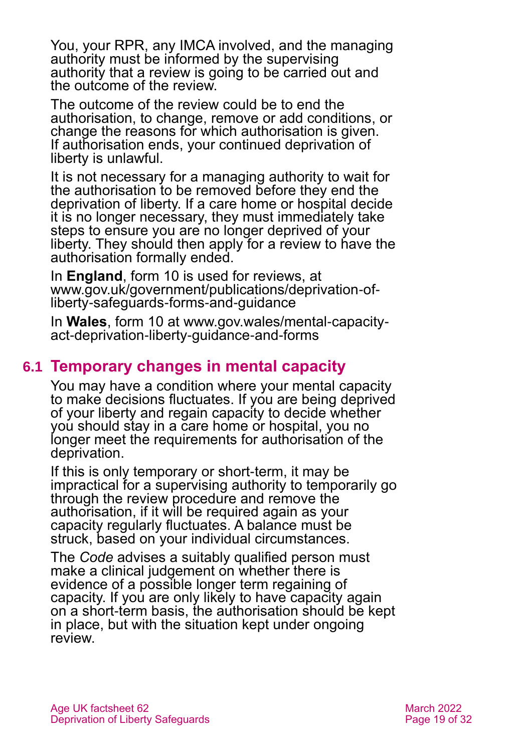You, your RPR, any IMCA involved, and the managing authority must be informed by the supervising authority that a review is going to be carried out and the outcome of the review.

The outcome of the review could be to end the authorisation, to change, remove or add conditions, or change the reasons for which authorisation is given. If authorisation ends, your continued deprivation of liberty is unlawful.

It is not necessary for a managing authority to wait for the authorisation to be removed before they end the deprivation of liberty. If a care home or hospital decide it is no longer necessary, they must immediately take steps to ensure you are no longer deprived of your liberty. They should then apply for a review to have the authorisation formally ended.

In **England**, form 10 is used for reviews, at www.gov.uk/government/publications/deprivation-of-liberty-safeguards-forms-and-guidance

In **Wales**, form 10 at www.gov.wales/mental-capacity-act-deprivation-liberty-guidance-and-forms

## 6.1 Temporary changes in mental capacity

You may have a condition where your mental capacity to make decisions fluctuates. If you are being deprived of your liberty and regain capacity to decide whether you should stay in a care home or hospital, you no longer meet the requirements for authorisation of the deprivation.

If this is only temporary or short-term, it may be impractical for a supervising authority to temporarily go through the review procedure and remove the authorisation, if it will be required again as your capacity regularly fluctuates. A balance must be struck, based on your individual circumstances.

The *Code* advises a suitably qualified person must make a clinical judgement on whether there is evidence of a possible longer term regaining of capacity. If you are only likely to have capacity again on a short-term basis, the authorisation should be kept in place, but with the situation kept under ongoing review.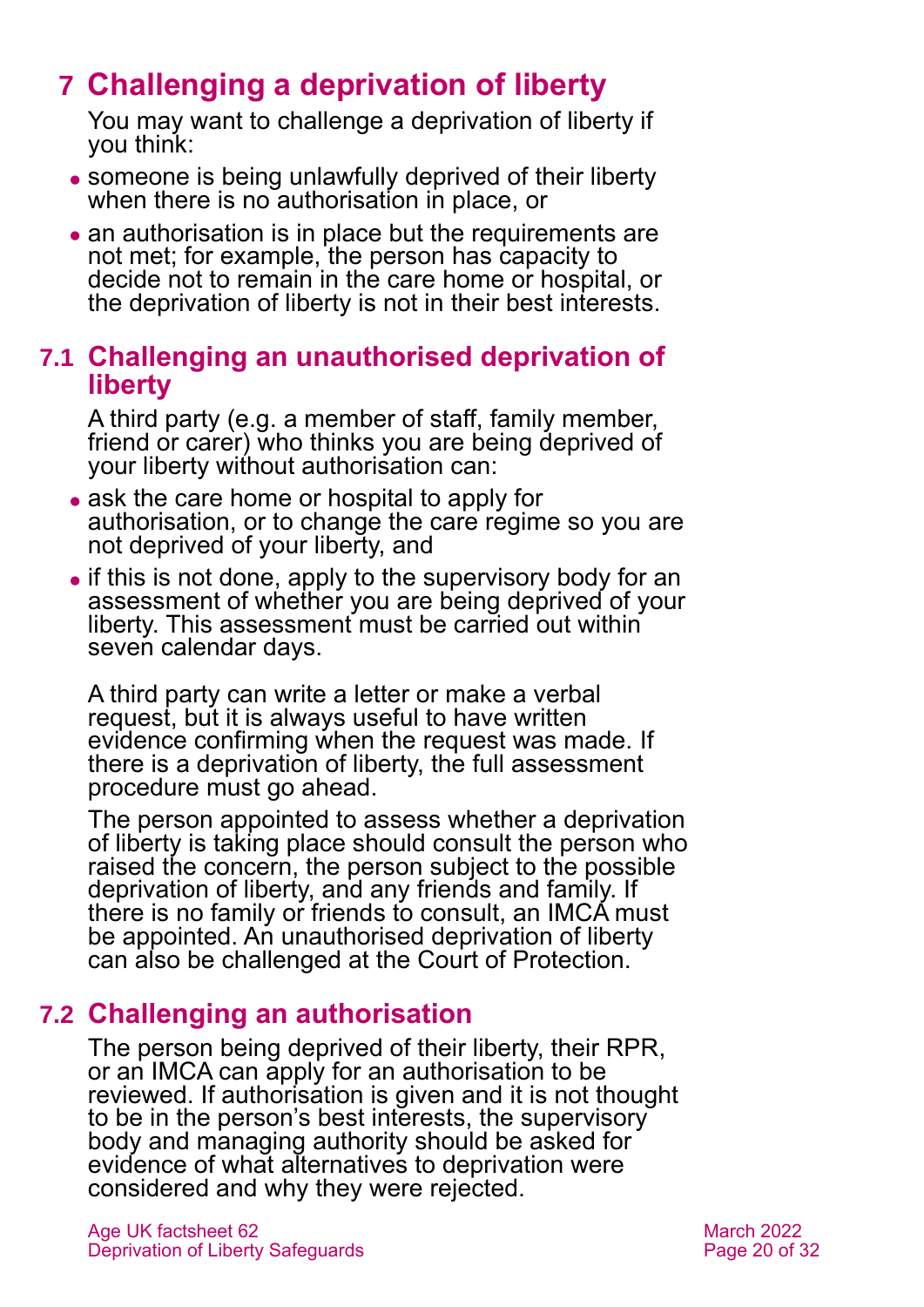# 7 Challenging a deprivation of liberty

You may want to challenge a deprivation of liberty if you think:

- someone is being unlawfully deprived of their liberty when there is no authorisation in place, or
- an authorisation is in place but the requirements are not met; for example, the person has capacity to decide not to remain in the care home or hospital, or the deprivation of liberty is not in their best interests.

## 7.1 Challenging an unauthorised deprivation of liberty

A third party (e.g. a member of staff, family member, friend or carer) who thinks you are being deprived of your liberty without authorisation can:

- ask the care home or hospital to apply for authorisation, or to change the care regime so you are not deprived of your liberty, and
- if this is not done, apply to the supervisory body for an assessment of whether you are being deprived of your liberty. This assessment must be carried out within seven calendar days.

A third party can write a letter or make a verbal request, but it is always useful to have written evidence confirming when the request was made. If there is a deprivation of liberty, the full assessment procedure must go ahead.

The person appointed to assess whether a deprivation of liberty is taking place should consult the person who raised the concern, the person subject to the possible deprivation of liberty, and any friends and family. If there is no family or friends to consult, an IMCA must be appointed. An unauthorised deprivation of liberty can also be challenged at the Court of Protection.

## 7.2 Challenging an authorisation

The person being deprived of their liberty, their RPR, or an IMCA can apply for an authorisation to be reviewed. If authorisation is given and it is not thought to be in the person's best interests, the supervisory body and managing authority should be asked for evidence of what alternatives to deprivation were considered and why they were rejected.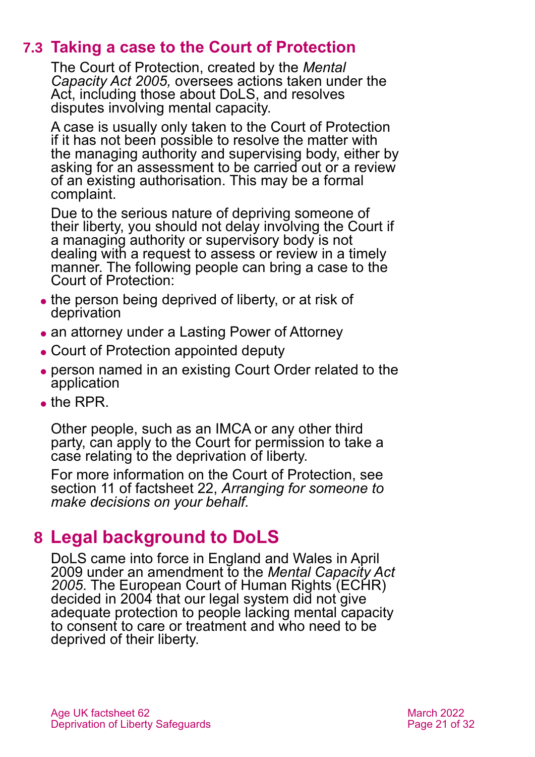## 7.3 Taking a case to the Court of Protection

The Court of Protection, created by the *Mental Capacity Act 2005,* oversees actions taken under the Act, including those about DoLS, and resolves disputes involving mental capacity.

A case is usually only taken to the Court of Protection if it has not been possible to resolve the matter with the managing authority and supervising body, either by asking for an assessment to be carried out or a review of an existing authorisation. This may be a formal complaint.

Due to the serious nature of depriving someone of their liberty, you should not delay involving the Court if a managing authority or supervisory body is not dealing with a request to assess or review in a timely manner. The following people can bring a case to the Court of Protection:

- the person being deprived of liberty, or at risk of deprivation
- an attorney under a Lasting Power of Attorney
- Court of Protection appointed deputy
- person named in an existing Court Order related to the application
- the RPR.

Other people, such as an IMCA or any other third party, can apply to the Court for permission to take a case relating to the deprivation of liberty.

For more information on the Court of Protection, see section 11 of factsheet 22, *Arranging for someone to make decisions on your behalf.*

# 8 Legal background to DoLS

DoLS came into force in England and Wales in April 2009 under an amendment to the *Mental Capacity Act 2005*. The European Court of Human Rights (ECHR) decided in 2004 that our legal system did not give adequate protection to people lacking mental capacity to consent to care or treatment and who need to be deprived of their liberty.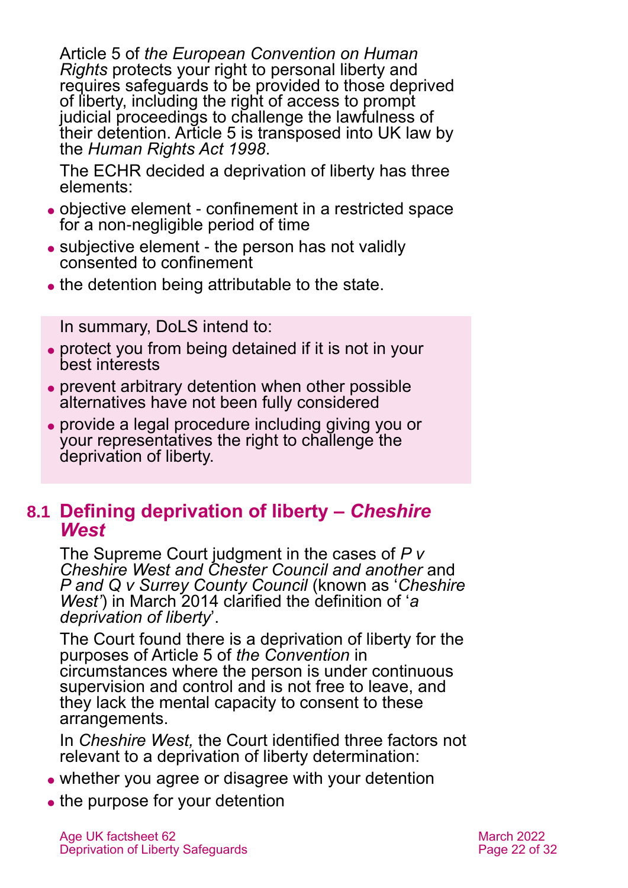Article 5 of *the European Convention on Human Rights* protects your right to personal liberty and requires safeguards to be provided to those deprived of liberty, including the right of access to prompt judicial proceedings to challenge the lawfulness of their detention. Article 5 is transposed into UK law by the *Human Rights Act 1998*.

The ECHR decided a deprivation of liberty has three elements:

- objective element - confinement in a restricted space for a non-negligible period of time
- subjective element - the person has not validly consented to confinement
- the detention being attributable to the state.

In summary, DoLS intend to:

- protect you from being detained if it is not in your best interests
- prevent arbitrary detention when other possible alternatives have not been fully considered
- provide a legal procedure including giving you or your representatives the right to challenge the deprivation of liberty.

## 8.1 Defining deprivation of liberty – *Cheshire West*

The Supreme Court judgment in the cases of *P v Cheshire West and Chester Council and another* and *P and Q v Surrey County Council* (known as '*Cheshire West*') in March 2014 clarified the definition of '*a deprivation of liberty*'.

The Court found there is a deprivation of liberty for the purposes of Article 5 of *the Convention* in circumstances where the person is under continuous supervision and control and is not free to leave, and they lack the mental capacity to consent to these arrangements.

In *Cheshire West,* the Court identified three factors not relevant to a deprivation of liberty determination:

- whether you agree or disagree with your detention
- the purpose for your detention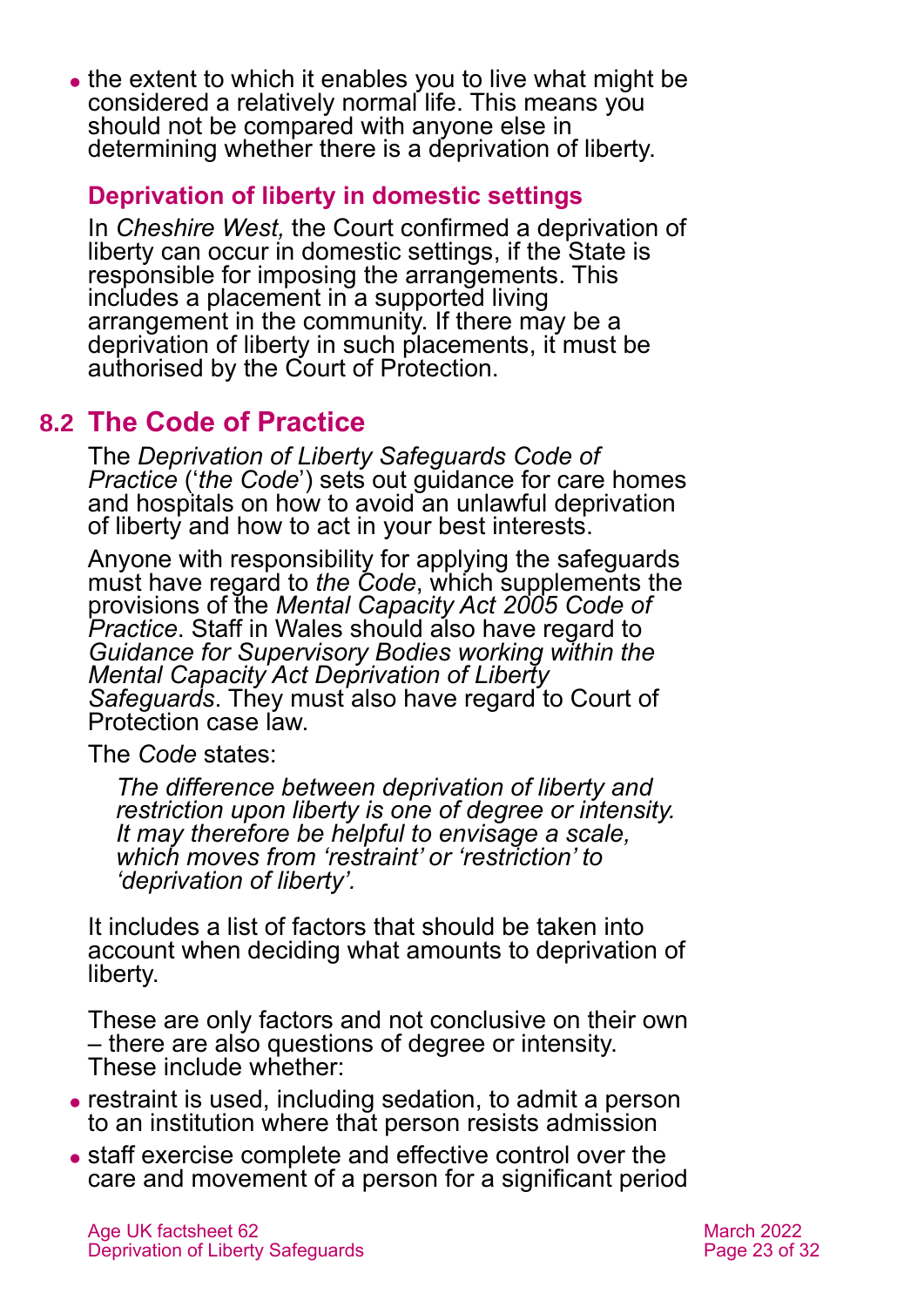- the extent to which it enables you to live what might be considered a relatively normal life. This means you should not be compared with anyone else in determining whether there is a deprivation of liberty.

### Deprivation of liberty in domestic settings

In *Cheshire West,* the Court confirmed a deprivation of liberty can occur in domestic settings, if the State is responsible for imposing the arrangements. This includes a placement in a supported living arrangement in the community. If there may be a deprivation of liberty in such placements, it must be authorised by the Court of Protection.

## 8.2 The Code of Practice

The *Deprivation of Liberty Safeguards Code of Practice* ('*the Code*') sets out guidance for care homes and hospitals on how to avoid an unlawful deprivation of liberty and how to act in your best interests.

Anyone with responsibility for applying the safeguards must have regard to *the Code*, which supplements the provisions of the *Mental Capacity Act 2005 Code of Practice*. Staff in Wales should also have regard to *Guidance for Supervisory Bodies working within the Mental Capacity Act Deprivation of Liberty Safeguards*. They must also have regard to Court of Protection case law.

The *Code* states:

> *The difference between deprivation of liberty and restriction upon liberty is one of degree or intensity. It may therefore be helpful to envisage a scale, which moves from 'restraint' or 'restriction' to 'deprivation of liberty'.*

It includes a list of factors that should be taken into account when deciding what amounts to deprivation of liberty.

These are only factors and not conclusive on their own – there are also questions of degree or intensity. These include whether:

- restraint is used, including sedation, to admit a person to an institution where that person resists admission
- staff exercise complete and effective control over the care and movement of a person for a significant period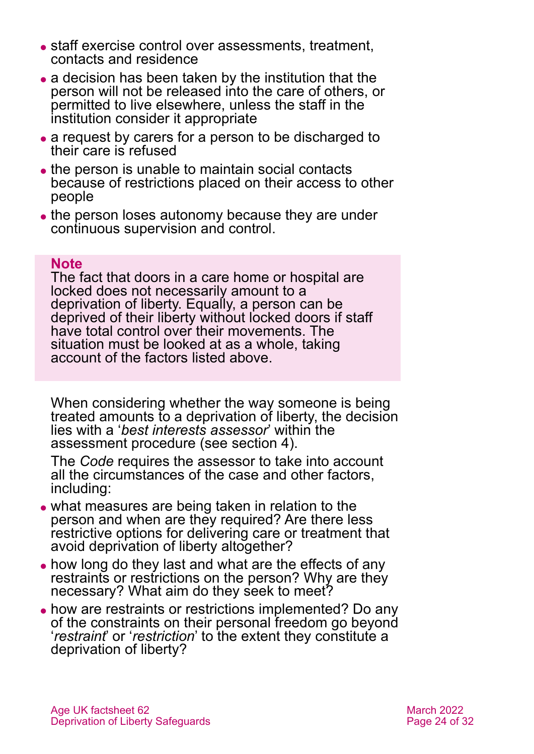- staff exercise control over assessments, treatment, contacts and residence
- a decision has been taken by the institution that the person will not be released into the care of others, or permitted to live elsewhere, unless the staff in the institution consider it appropriate
- a request by carers for a person to be discharged to their care is refused
- the person is unable to maintain social contacts because of restrictions placed on their access to other people
- the person loses autonomy because they are under continuous supervision and control.

> **Note**
> The fact that doors in a care home or hospital are locked does not necessarily amount to a deprivation of liberty. Equally, a person can be deprived of their liberty without locked doors if staff have total control over their movements. The situation must be looked at as a whole, taking account of the factors listed above.

When considering whether the way someone is being treated amounts to a deprivation of liberty, the decision lies with a '*best interests assessor*' within the assessment procedure (see section 4).

The *Code* requires the assessor to take into account all the circumstances of the case and other factors, including:

- what measures are being taken in relation to the person and when are they required? Are there less restrictive options for delivering care or treatment that avoid deprivation of liberty altogether?
- how long do they last and what are the effects of any restraints or restrictions on the person? Why are they necessary? What aim do they seek to meet?
- how are restraints or restrictions implemented? Do any of the constraints on their personal freedom go beyond '*restraint*' or '*restriction*' to the extent they constitute a deprivation of liberty?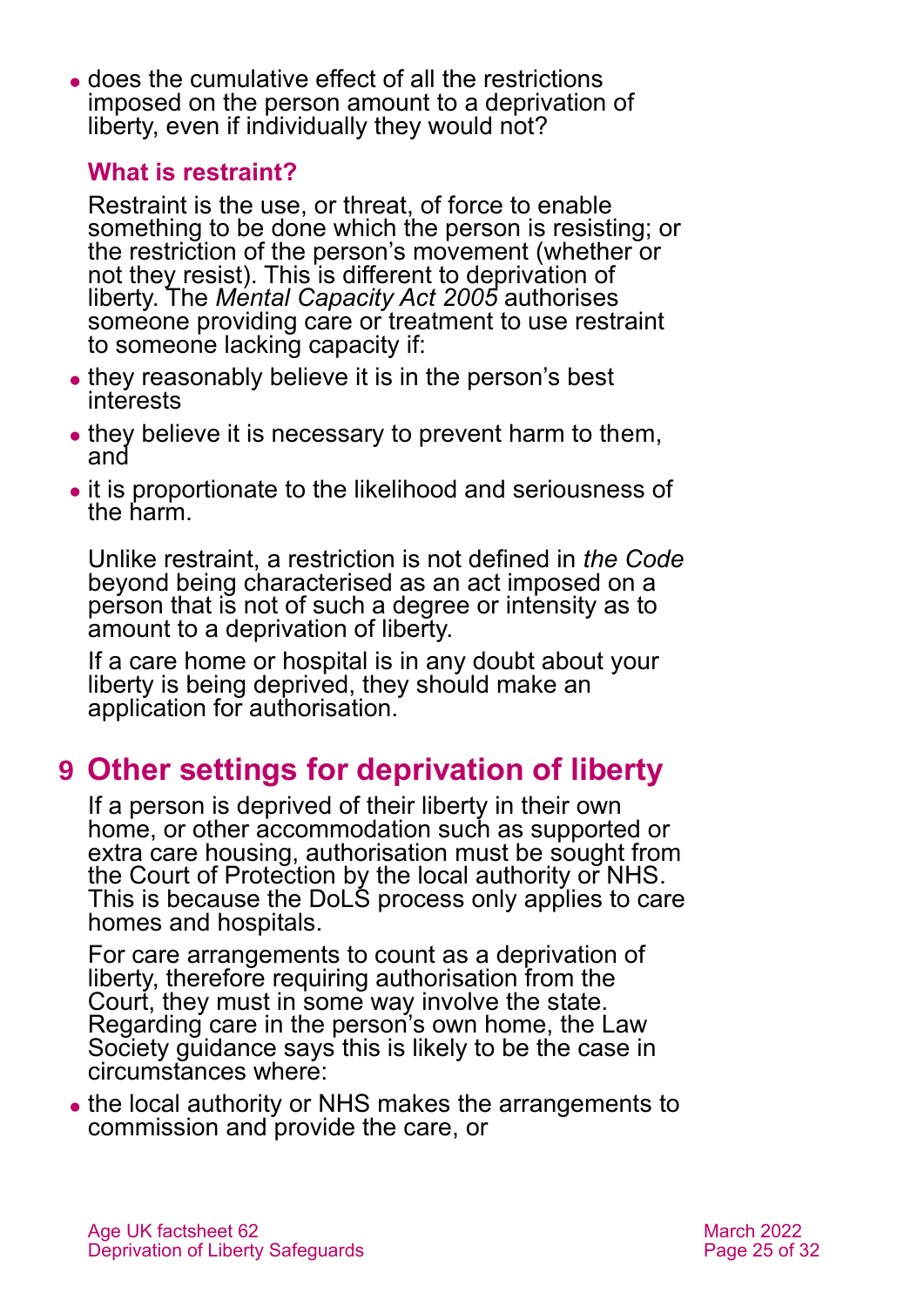- does the cumulative effect of all the restrictions imposed on the person amount to a deprivation of liberty, even if individually they would not?

### What is restraint?

Restraint is the use, or threat, of force to enable something to be done which the person is resisting; or the restriction of the person's movement (whether or not they resist). This is different to deprivation of liberty. The *Mental Capacity Act 2005* authorises someone providing care or treatment to use restraint to someone lacking capacity if:

- they reasonably believe it is in the person's best interests
- they believe it is necessary to prevent harm to them, and
- it is proportionate to the likelihood and seriousness of the harm.

Unlike restraint, a restriction is not defined in *the Code* beyond being characterised as an act imposed on a person that is not of such a degree or intensity as to amount to a deprivation of liberty.

If a care home or hospital is in any doubt about your liberty is being deprived, they should make an application for authorisation.

## 9 Other settings for deprivation of liberty

If a person is deprived of their liberty in their own home, or other accommodation such as supported or extra care housing, authorisation must be sought from the Court of Protection by the local authority or NHS. This is because the DoLS process only applies to care homes and hospitals.

For care arrangements to count as a deprivation of liberty, therefore requiring authorisation from the Court, they must in some way involve the state. Regarding care in the person's own home, the Law Society guidance says this is likely to be the case in circumstances where:

- the local authority or NHS makes the arrangements to commission and provide the care, or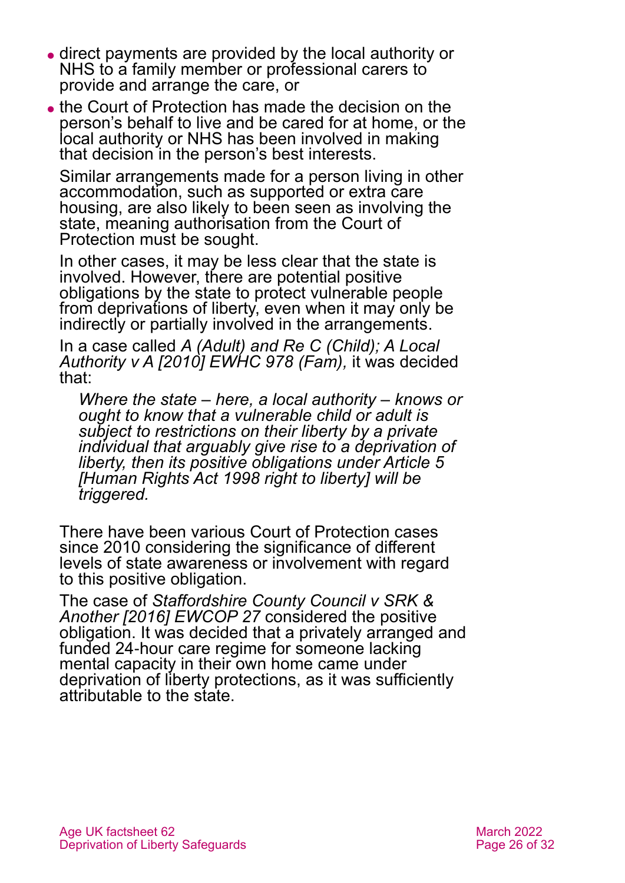- direct payments are provided by the local authority or NHS to a family member or professional carers to provide and arrange the care, or
- the Court of Protection has made the decision on the person's behalf to live and be cared for at home, or the local authority or NHS has been involved in making that decision in the person's best interests.

Similar arrangements made for a person living in other accommodation, such as supported or extra care housing, are also likely to been seen as involving the state, meaning authorisation from the Court of Protection must be sought.

In other cases, it may be less clear that the state is involved. However, there are potential positive obligations by the state to protect vulnerable people from deprivations of liberty, even when it may only be indirectly or partially involved in the arrangements.

In a case called *A (Adult) and Re C (Child); A Local Authority v A [2010] EWHC 978 (Fam),* it was decided that:

> *Where the state – here, a local authority – knows or ought to know that a vulnerable child or adult is subject to restrictions on their liberty by a private individual that arguably give rise to a deprivation of liberty, then its positive obligations under Article 5 [Human Rights Act 1998 right to liberty] will be triggered.*

There have been various Court of Protection cases since 2010 considering the significance of different levels of state awareness or involvement with regard to this positive obligation.

The case of *Staffordshire County Council v SRK & Another [2016] EWCOP 27* considered the positive obligation. It was decided that a privately arranged and funded 24-hour care regime for someone lacking mental capacity in their own home came under deprivation of liberty protections, as it was sufficiently attributable to the state.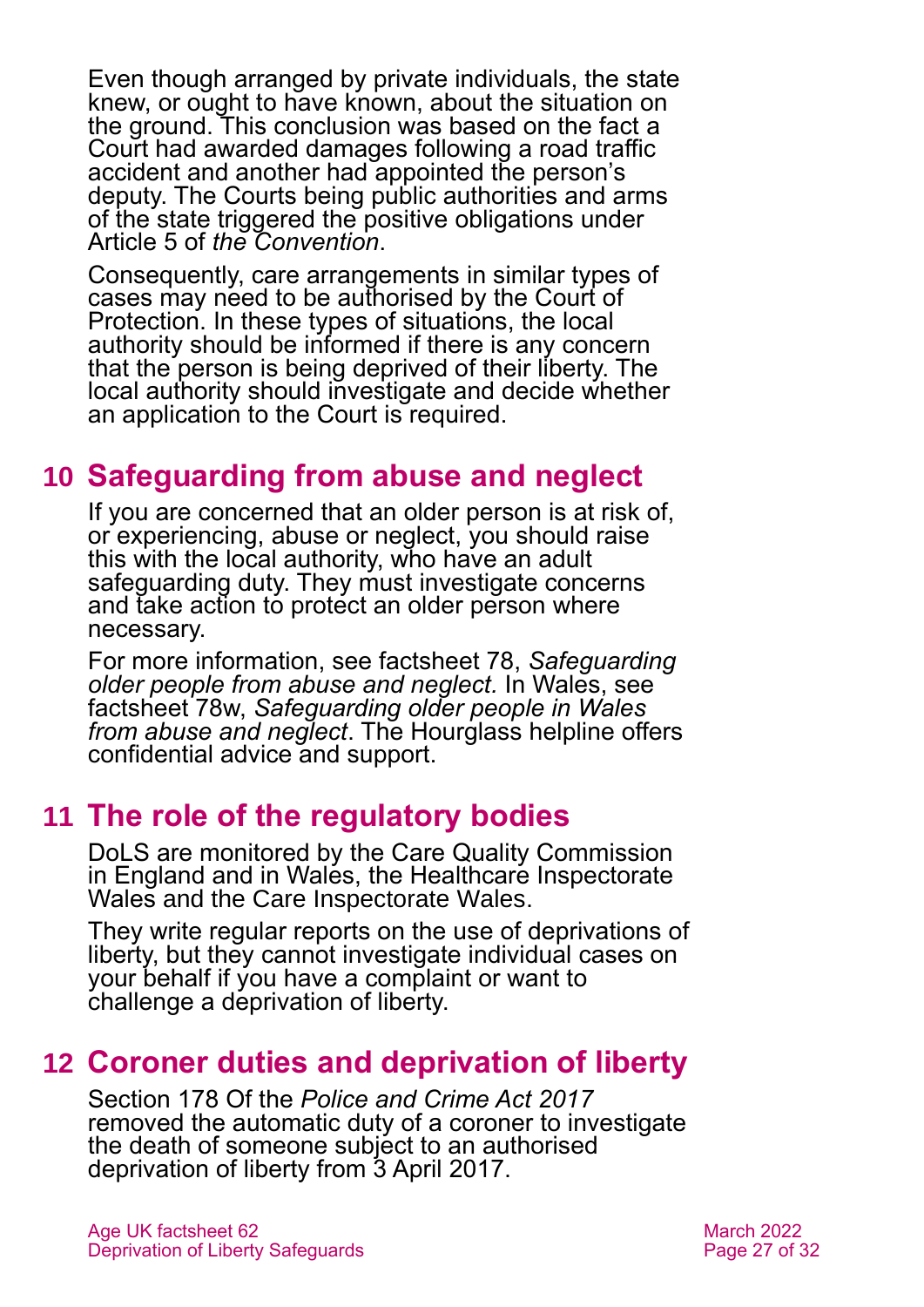Even though arranged by private individuals, the state knew, or ought to have known, about the situation on the ground. This conclusion was based on the fact a Court had awarded damages following a road traffic accident and another had appointed the person's deputy. The Courts being public authorities and arms of the state triggered the positive obligations under Article 5 of *the Convention*.

Consequently, care arrangements in similar types of cases may need to be authorised by the Court of Protection. In these types of situations, the local authority should be informed if there is any concern that the person is being deprived of their liberty. The local authority should investigate and decide whether an application to the Court is required.

## 10 Safeguarding from abuse and neglect

If you are concerned that an older person is at risk of, or experiencing, abuse or neglect, you should raise this with the local authority, who have an adult safeguarding duty. They must investigate concerns and take action to protect an older person where necessary.

For more information, see factsheet 78, *Safeguarding older people from abuse and neglect.* In Wales, see factsheet 78w, *Safeguarding older people in Wales from abuse and neglect*. The Hourglass helpline offers confidential advice and support.

## 11 The role of the regulatory bodies

DoLS are monitored by the Care Quality Commission in England and in Wales, the Healthcare Inspectorate Wales and the Care Inspectorate Wales.

They write regular reports on the use of deprivations of liberty, but they cannot investigate individual cases on your behalf if you have a complaint or want to challenge a deprivation of liberty.

## 12 Coroner duties and deprivation of liberty

Section 178 Of the *Police and Crime Act 2017* removed the automatic duty of a coroner to investigate the death of someone subject to an authorised deprivation of liberty from 3 April 2017.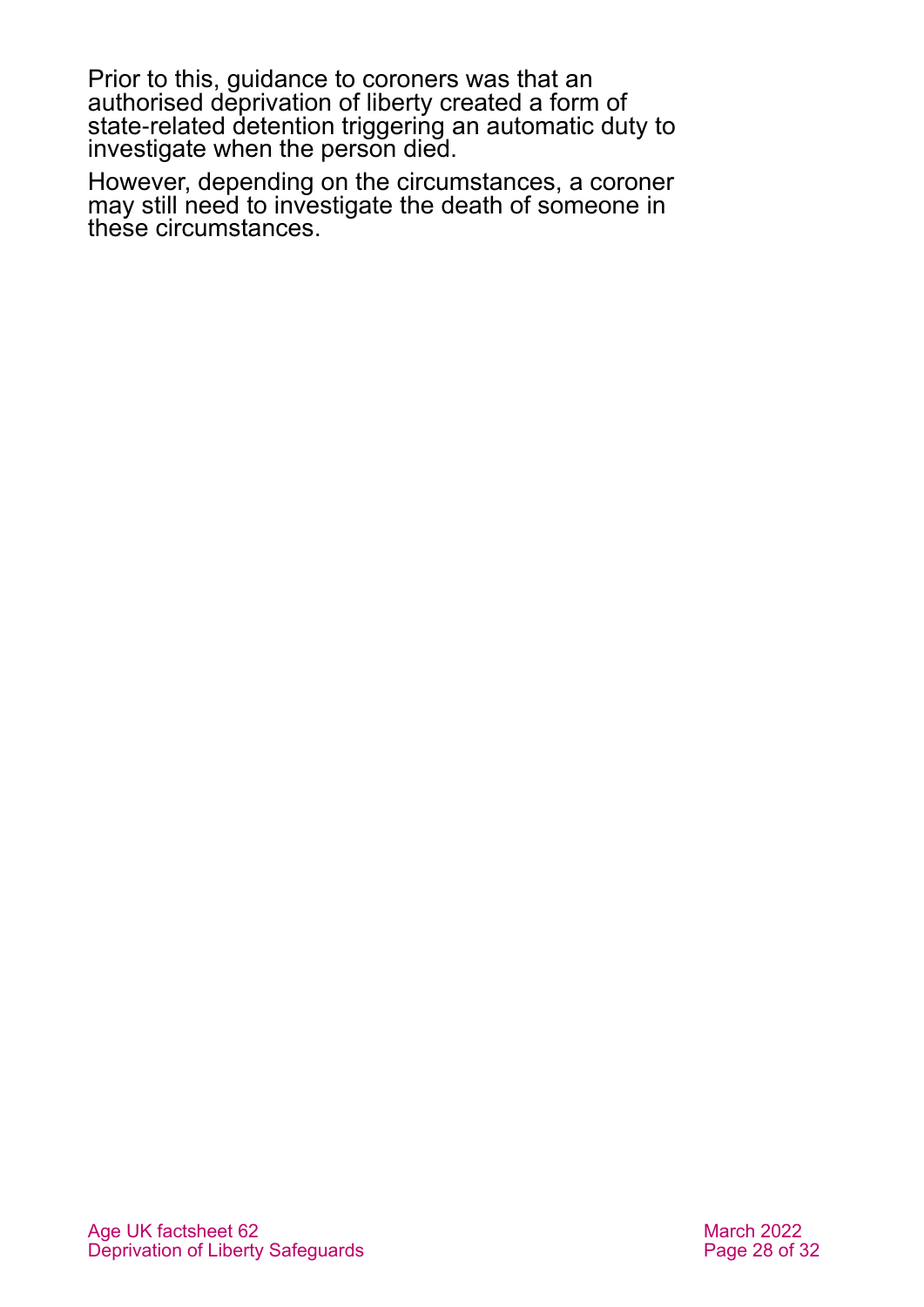Prior to this, guidance to coroners was that an authorised deprivation of liberty created a form of state-related detention triggering an automatic duty to investigate when the person died.

However, depending on the circumstances, a coroner may still need to investigate the death of someone in these circumstances.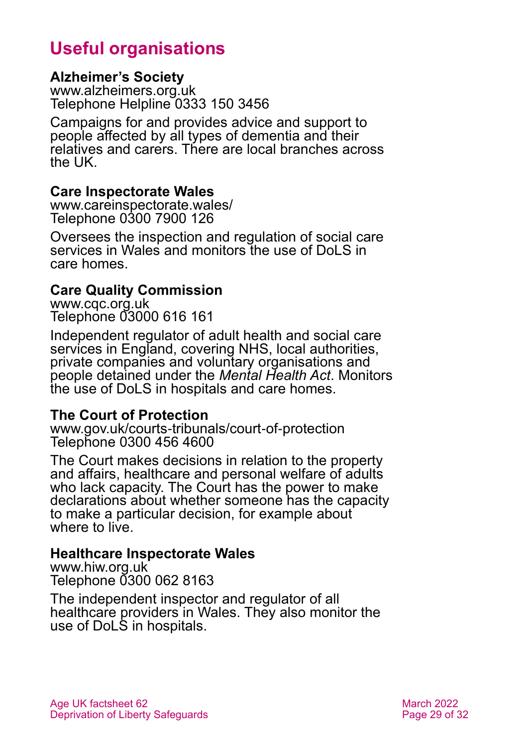## Useful organisations

**Alzheimer's Society**
www.alzheimers.org.uk
Telephone Helpline 0333 150 3456

Campaigns for and provides advice and support to people affected by all types of dementia and their relatives and carers. There are local branches across the UK.

**Care Inspectorate Wales**
www.careinspectorate.wales/
Telephone 0300 7900 126

Oversees the inspection and regulation of social care services in Wales and monitors the use of DoLS in care homes.

**Care Quality Commission**
www.cqc.org.uk
Telephone 03000 616 161

Independent regulator of adult health and social care services in England, covering NHS, local authorities, private companies and voluntary organisations and people detained under the *Mental Health Act*. Monitors the use of DoLS in hospitals and care homes.

**The Court of Protection**
www.gov.uk/courts-tribunals/court-of-protection
Telephone 0300 456 4600

The Court makes decisions in relation to the property and affairs, healthcare and personal welfare of adults who lack capacity. The Court has the power to make declarations about whether someone has the capacity to make a particular decision, for example about where to live.

**Healthcare Inspectorate Wales**
www.hiw.org.uk
Telephone 0300 062 8163

The independent inspector and regulator of all healthcare providers in Wales. They also monitor the use of DoLS in hospitals.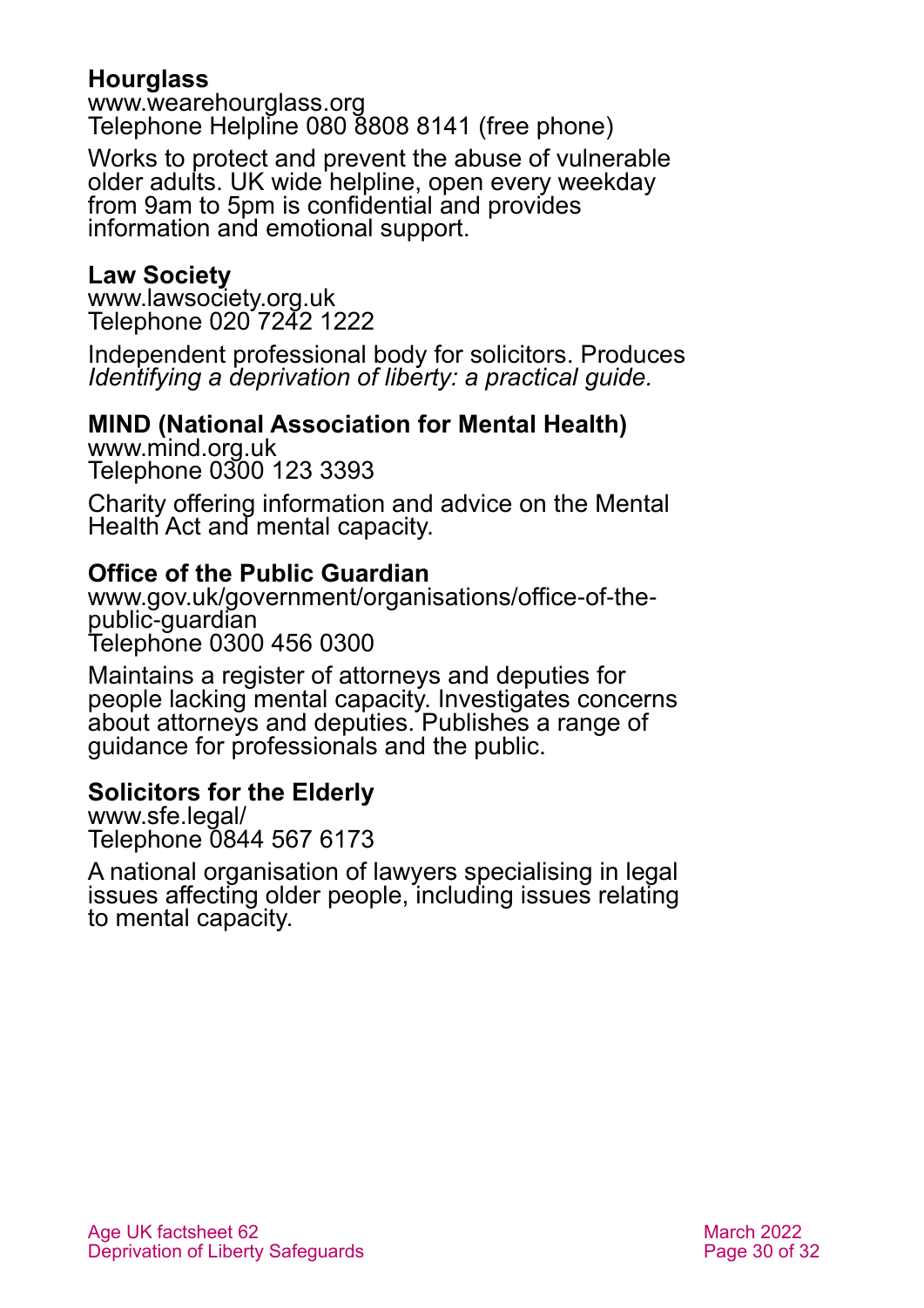**Hourglass**
www.wearehourglass.org
Telephone Helpline 080 8808 8141 (free phone)

Works to protect and prevent the abuse of vulnerable older adults. UK wide helpline, open every weekday from 9am to 5pm is confidential and provides information and emotional support.

**Law Society**
www.lawsociety.org.uk
Telephone 020 7242 1222

Independent professional body for solicitors. Produces *Identifying a deprivation of liberty: a practical guide.*

**MIND (National Association for Mental Health)**
www.mind.org.uk
Telephone 0300 123 3393

Charity offering information and advice on the Mental Health Act and mental capacity.

**Office of the Public Guardian**
www.gov.uk/government/organisations/office-of-the-public-guardian
Telephone 0300 456 0300

Maintains a register of attorneys and deputies for people lacking mental capacity. Investigates concerns about attorneys and deputies. Publishes a range of guidance for professionals and the public.

**Solicitors for the Elderly**
www.sfe.legal/
Telephone 0844 567 6173

A national organisation of lawyers specialising in legal issues affecting older people, including issues relating to mental capacity.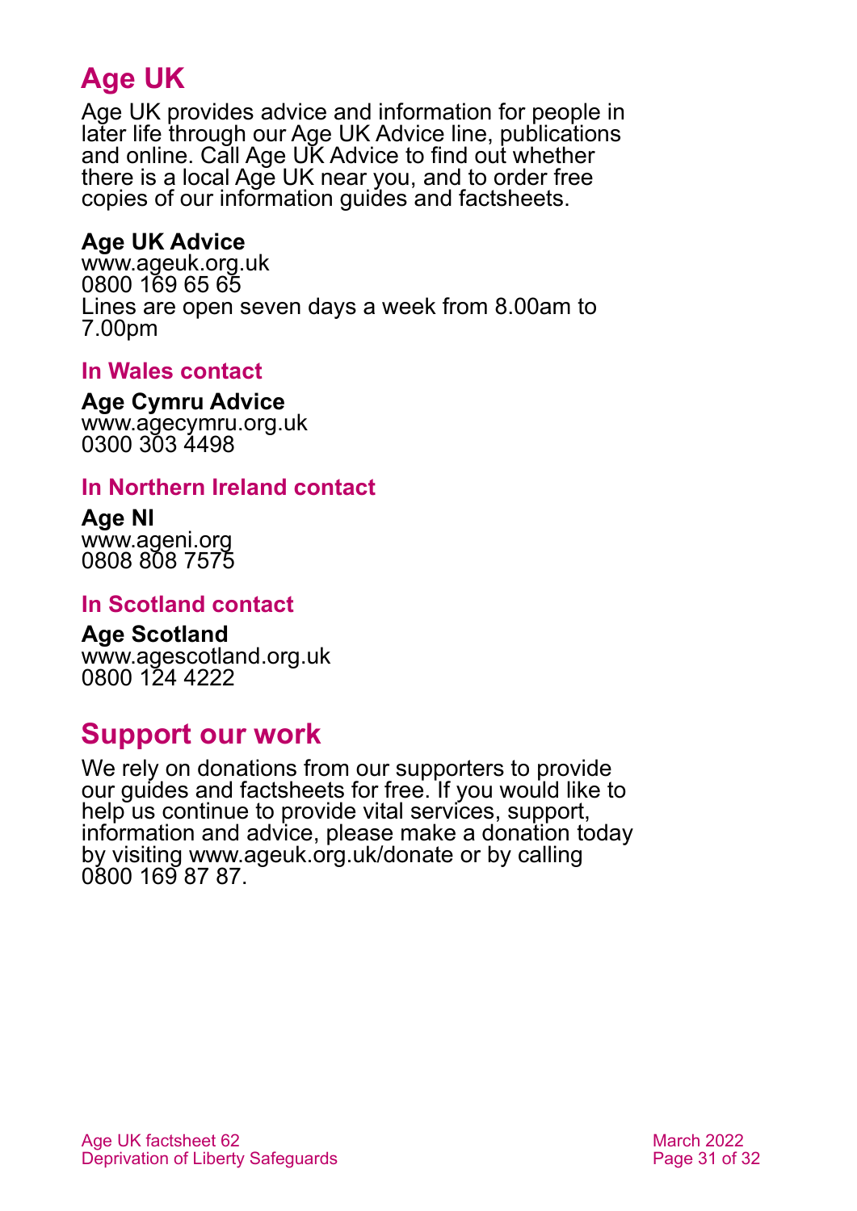## Age UK

Age UK provides advice and information for people in later life through our Age UK Advice line, publications and online. Call Age UK Advice to find out whether there is a local Age UK near you, and to order free copies of our information guides and factsheets.

**Age UK Advice**
www.ageuk.org.uk
0800 169 65 65
Lines are open seven days a week from 8.00am to 7.00pm

### In Wales contact

**Age Cymru Advice**
www.agecymru.org.uk
0300 303 4498

### In Northern Ireland contact

**Age NI**
www.ageni.org
0808 808 7575

### In Scotland contact

**Age Scotland**
www.agescotland.org.uk
0800 124 4222

## Support our work

We rely on donations from our supporters to provide our guides and factsheets for free. If you would like to help us continue to provide vital services, support, information and advice, please make a donation today by visiting www.ageuk.org.uk/donate or by calling 0800 169 87 87.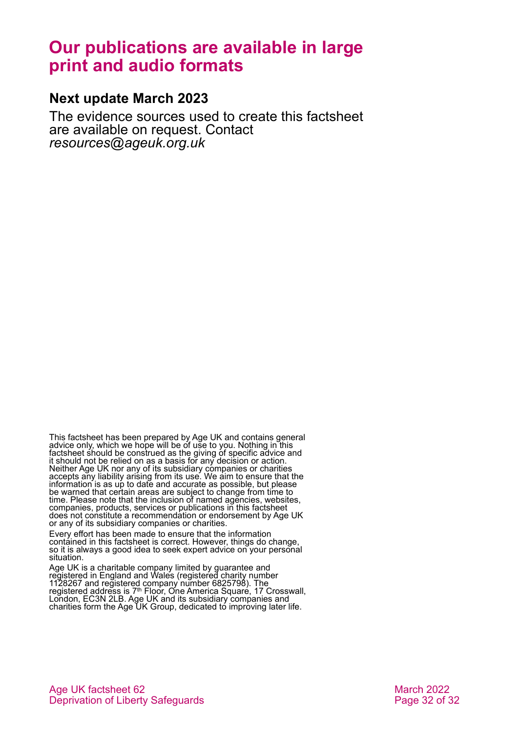# Our publications are available in large print and audio formats

## Next update March 2023

The evidence sources used to create this factsheet are available on request. Contact *resources@ageuk.org.uk*

This factsheet has been prepared by Age UK and contains general advice only, which we hope will be of use to you. Nothing in this factsheet should be construed as the giving of specific advice and it should not be relied on as a basis for any decision or action. Neither Age UK nor any of its subsidiary companies or charities accepts any liability arising from its use. We aim to ensure that the information is as up to date and accurate as possible, but please be warned that certain areas are subject to change from time to time. Please note that the inclusion of named agencies, websites, companies, products, services or publications in this factsheet does not constitute a recommendation or endorsement by Age UK or any of its subsidiary companies or charities.

Every effort has been made to ensure that the information contained in this factsheet is correct. However, things do change, so it is always a good idea to seek expert advice on your personal situation.

Age UK is a charitable company limited by guarantee and registered in England and Wales (registered charity number 1128267 and registered company number 6825798). The registered address is 7th Floor, One America Square, 17 Crosswall, London, EC3N 2LB. Age UK and its subsidiary companies and charities form the Age UK Group, dedicated to improving later life.